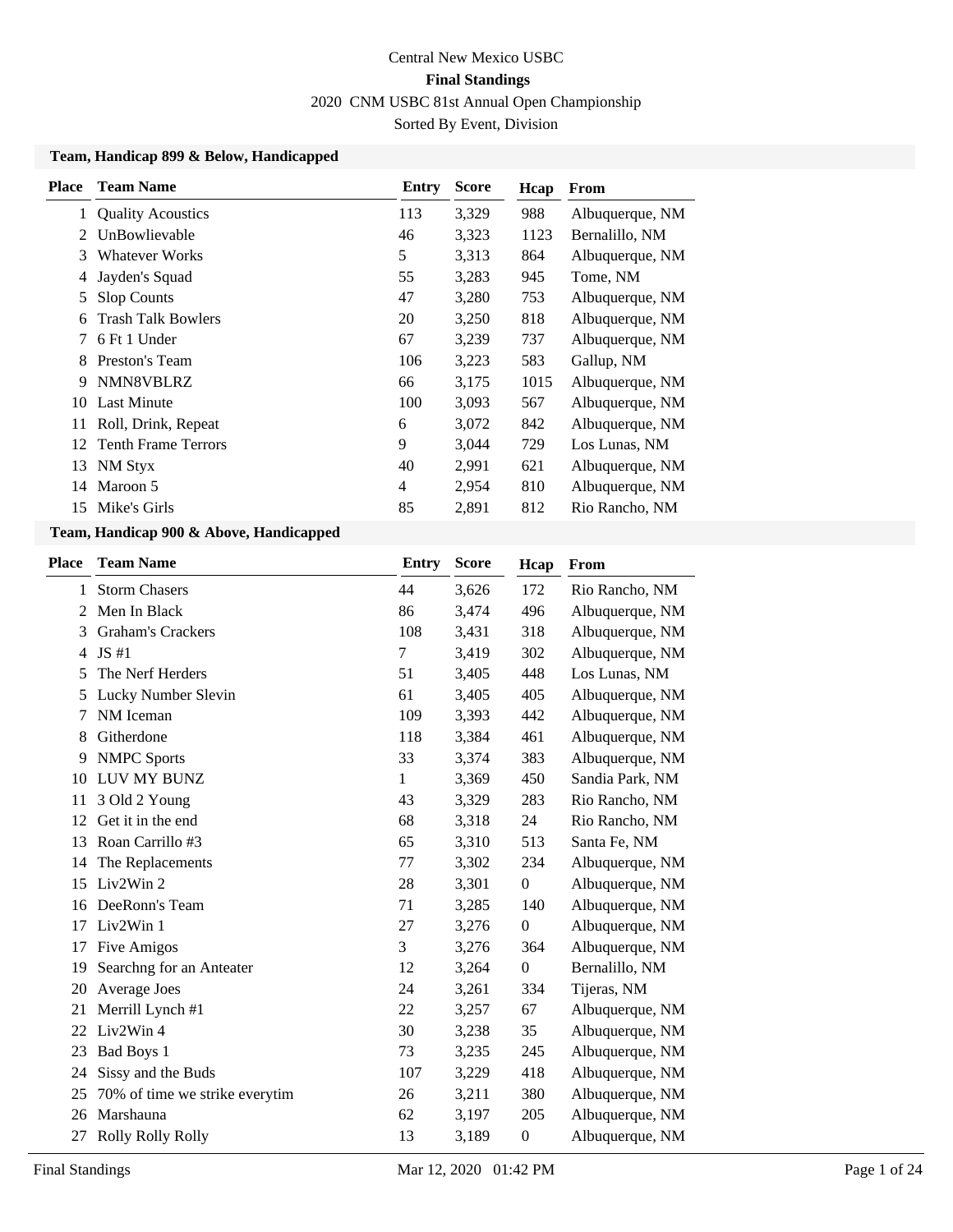Central New Mexico USBC

**Final Standings**

2020 CNM USBC 81st Annual Open Championship

Sorted By Event, Division

### Team, Handicap 899 & Below, Handicapped

| Place | Team Name | Entry | Score | Hcap | From |
|---|---|---|---|---|---|
| 1 | Quality Acoustics | 113 | 3,329 | 988 | Albuquerque, NM |
| 2 | UnBowlievable | 46 | 3,323 | 1123 | Bernalillo, NM |
| 3 | Whatever Works | 5 | 3,313 | 864 | Albuquerque, NM |
| 4 | Jayden's Squad | 55 | 3,283 | 945 | Tome, NM |
| 5 | Slop Counts | 47 | 3,280 | 753 | Albuquerque, NM |
| 6 | Trash Talk Bowlers | 20 | 3,250 | 818 | Albuquerque, NM |
| 7 | 6 Ft 1 Under | 67 | 3,239 | 737 | Albuquerque, NM |
| 8 | Preston's Team | 106 | 3,223 | 583 | Gallup, NM |
| 9 | NMN8VBLRZ | 66 | 3,175 | 1015 | Albuquerque, NM |
| 10 | Last Minute | 100 | 3,093 | 567 | Albuquerque, NM |
| 11 | Roll, Drink, Repeat | 6 | 3,072 | 842 | Albuquerque, NM |
| 12 | Tenth Frame Terrors | 9 | 3,044 | 729 | Los Lunas, NM |
| 13 | NM Styx | 40 | 2,991 | 621 | Albuquerque, NM |
| 14 | Maroon 5 | 4 | 2,954 | 810 | Albuquerque, NM |
| 15 | Mike's Girls | 85 | 2,891 | 812 | Rio Rancho, NM |

### Team, Handicap 900 & Above, Handicapped

| Place | Team Name | Entry | Score | Hcap | From |
|---|---|---|---|---|---|
| 1 | Storm Chasers | 44 | 3,626 | 172 | Rio Rancho, NM |
| 2 | Men In Black | 86 | 3,474 | 496 | Albuquerque, NM |
| 3 | Graham's Crackers | 108 | 3,431 | 318 | Albuquerque, NM |
| 4 | JS #1 | 7 | 3,419 | 302 | Albuquerque, NM |
| 5 | The Nerf Herders | 51 | 3,405 | 448 | Los Lunas, NM |
| 5 | Lucky Number Slevin | 61 | 3,405 | 405 | Albuquerque, NM |
| 7 | NM Iceman | 109 | 3,393 | 442 | Albuquerque, NM |
| 8 | Githerdone | 118 | 3,384 | 461 | Albuquerque, NM |
| 9 | NMPC Sports | 33 | 3,374 | 383 | Albuquerque, NM |
| 10 | LUV MY BUNZ | 1 | 3,369 | 450 | Sandia Park, NM |
| 11 | 3 Old 2 Young | 43 | 3,329 | 283 | Rio Rancho, NM |
| 12 | Get it in the end | 68 | 3,318 | 24 | Rio Rancho, NM |
| 13 | Roan Carrillo #3 | 65 | 3,310 | 513 | Santa Fe, NM |
| 14 | The Replacements | 77 | 3,302 | 234 | Albuquerque, NM |
| 15 | Liv2Win 2 | 28 | 3,301 | 0 | Albuquerque, NM |
| 16 | DeeRonn's Team | 71 | 3,285 | 140 | Albuquerque, NM |
| 17 | Liv2Win 1 | 27 | 3,276 | 0 | Albuquerque, NM |
| 17 | Five Amigos | 3 | 3,276 | 364 | Albuquerque, NM |
| 19 | Searchng for an Anteater | 12 | 3,264 | 0 | Bernalillo, NM |
| 20 | Average Joes | 24 | 3,261 | 334 | Tijeras, NM |
| 21 | Merrill Lynch #1 | 22 | 3,257 | 67 | Albuquerque, NM |
| 22 | Liv2Win 4 | 30 | 3,238 | 35 | Albuquerque, NM |
| 23 | Bad Boys 1 | 73 | 3,235 | 245 | Albuquerque, NM |
| 24 | Sissy and the Buds | 107 | 3,229 | 418 | Albuquerque, NM |
| 25 | 70% of time we strike everytim | 26 | 3,211 | 380 | Albuquerque, NM |
| 26 | Marshauna | 62 | 3,197 | 205 | Albuquerque, NM |
| 27 | Rolly Rolly Rolly | 13 | 3,189 | 0 | Albuquerque, NM |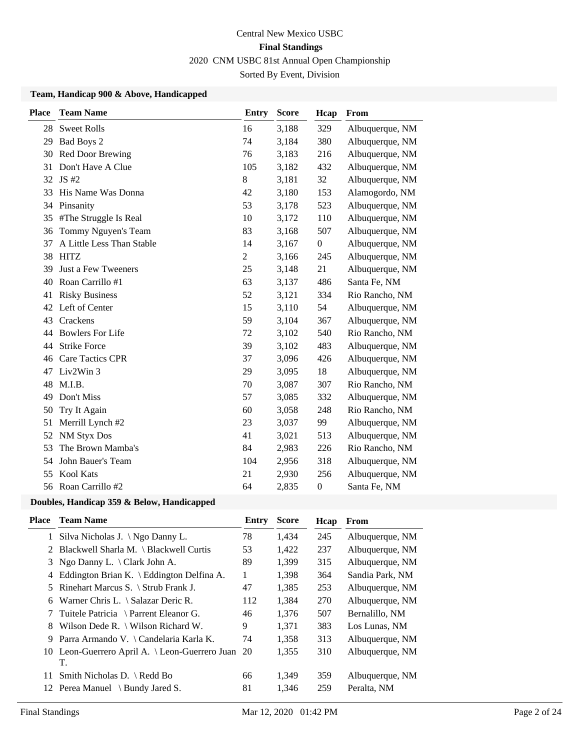# Central New Mexico USBC

**Final Standings**

2020 CNM USBC 81st Annual Open Championship

Sorted By Event, Division

### Team, Handicap 900 & Above, Handicapped

| Place | Team Name | Entry | Score | Hcap | From |
|---|---|---|---|---|---|
| 28 | Sweet Rolls | 16 | 3,188 | 329 | Albuquerque, NM |
| 29 | Bad Boys 2 | 74 | 3,184 | 380 | Albuquerque, NM |
| 30 | Red Door Brewing | 76 | 3,183 | 216 | Albuquerque, NM |
| 31 | Don't Have A Clue | 105 | 3,182 | 432 | Albuquerque, NM |
| 32 | JS #2 | 8 | 3,181 | 32 | Albuquerque, NM |
| 33 | His Name Was Donna | 42 | 3,180 | 153 | Alamogordo, NM |
| 34 | Pinsanity | 53 | 3,178 | 523 | Albuquerque, NM |
| 35 | #The Struggle Is Real | 10 | 3,172 | 110 | Albuquerque, NM |
| 36 | Tommy Nguyen's Team | 83 | 3,168 | 507 | Albuquerque, NM |
| 37 | A Little Less Than Stable | 14 | 3,167 | 0 | Albuquerque, NM |
| 38 | HITZ | 2 | 3,166 | 245 | Albuquerque, NM |
| 39 | Just a Few Tweeners | 25 | 3,148 | 21 | Albuquerque, NM |
| 40 | Roan Carrillo #1 | 63 | 3,137 | 486 | Santa Fe, NM |
| 41 | Risky Business | 52 | 3,121 | 334 | Rio Rancho, NM |
| 42 | Left of Center | 15 | 3,110 | 54 | Albuquerque, NM |
| 43 | Crackens | 59 | 3,104 | 367 | Albuquerque, NM |
| 44 | Bowlers For Life | 72 | 3,102 | 540 | Rio Rancho, NM |
| 44 | Strike Force | 39 | 3,102 | 483 | Albuquerque, NM |
| 46 | Care Tactics CPR | 37 | 3,096 | 426 | Albuquerque, NM |
| 47 | Liv2Win 3 | 29 | 3,095 | 18 | Albuquerque, NM |
| 48 | M.I.B. | 70 | 3,087 | 307 | Rio Rancho, NM |
| 49 | Don't Miss | 57 | 3,085 | 332 | Albuquerque, NM |
| 50 | Try It Again | 60 | 3,058 | 248 | Rio Rancho, NM |
| 51 | Merrill Lynch #2 | 23 | 3,037 | 99 | Albuquerque, NM |
| 52 | NM Styx Dos | 41 | 3,021 | 513 | Albuquerque, NM |
| 53 | The Brown Mamba's | 84 | 2,983 | 226 | Rio Rancho, NM |
| 54 | John Bauer's Team | 104 | 2,956 | 318 | Albuquerque, NM |
| 55 | Kool Kats | 21 | 2,930 | 256 | Albuquerque, NM |
| 56 | Roan Carrillo #2 | 64 | 2,835 | 0 | Santa Fe, NM |

### Doubles, Handicap 359 & Below, Handicapped

| Place | Team Name | Entry | Score | Hcap | From |
|---|---|---|---|---|---|
| 1 | Silva Nicholas J. \ Ngo Danny L. | 78 | 1,434 | 245 | Albuquerque, NM |
| 2 | Blackwell Sharla M. \ Blackwell Curtis | 53 | 1,422 | 237 | Albuquerque, NM |
| 3 | Ngo Danny L. \ Clark John A. | 89 | 1,399 | 315 | Albuquerque, NM |
| 4 | Eddington Brian K. \ Eddington Delfina A. | 1 | 1,398 | 364 | Sandia Park, NM |
| 5 | Rinehart Marcus S. \ Strub Frank J. | 47 | 1,385 | 253 | Albuquerque, NM |
| 6 | Warner Chris L. \ Salazar Deric R. | 112 | 1,384 | 270 | Albuquerque, NM |
| 7 | Tuitele Patricia \ Parrent Eleanor G. | 46 | 1,376 | 507 | Bernalillo, NM |
| 8 | Wilson Dede R. \ Wilson Richard W. | 9 | 1,371 | 383 | Los Lunas, NM |
| 9 | Parra Armando V. \ Candelaria Karla K. | 74 | 1,358 | 313 | Albuquerque, NM |
| 10 | Leon-Guerrero April A. \ Leon-Guerrero Juan T. | 20 | 1,355 | 310 | Albuquerque, NM |
| 11 | Smith Nicholas D. \ Redd Bo | 66 | 1,349 | 359 | Albuquerque, NM |
| 12 | Perea Manuel \ Bundy Jared S. | 81 | 1,346 | 259 | Peralta, NM |

Final Standings Mar 12, 2020 01:42 PM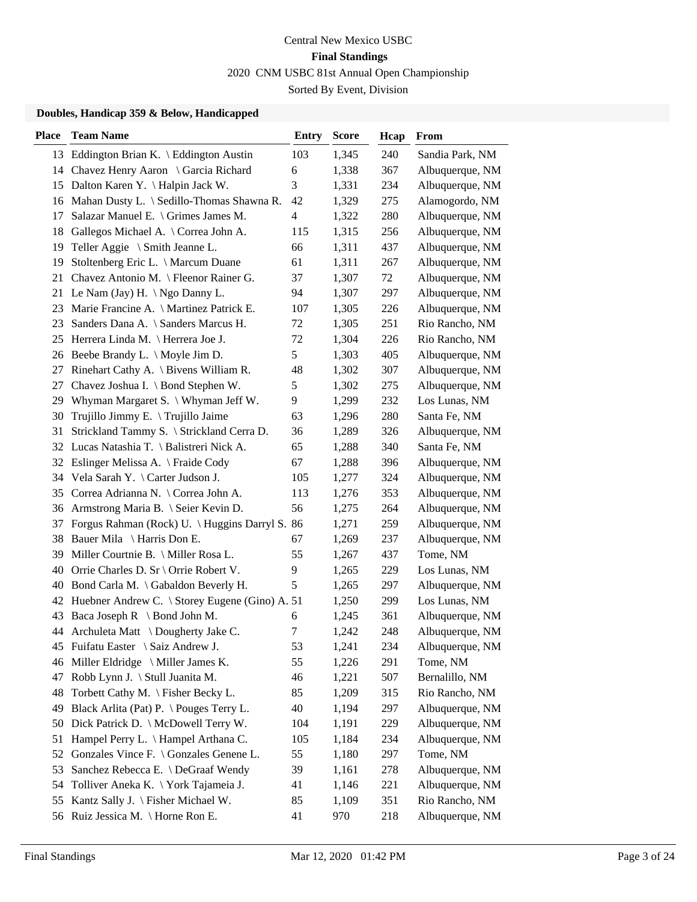Central New Mexico USBC

**Final Standings**

2020 CNM USBC 81st Annual Open Championship

Sorted By Event, Division

### Doubles, Handicap 359 & Below, Handicapped

| Place | Team Name | Entry | Score | Hcap | From |
|---|---|---|---|---|---|
| 13 | Eddington Brian K. \ Eddington Austin | 103 | 1,345 | 240 | Sandia Park, NM |
| 14 | Chavez Henry Aaron \ Garcia Richard | 6 | 1,338 | 367 | Albuquerque, NM |
| 15 | Dalton Karen Y. \ Halpin Jack W. | 3 | 1,331 | 234 | Albuquerque, NM |
| 16 | Mahan Dusty L. \ Sedillo-Thomas Shawna R. | 42 | 1,329 | 275 | Alamogordo, NM |
| 17 | Salazar Manuel E. \ Grimes James M. | 4 | 1,322 | 280 | Albuquerque, NM |
| 18 | Gallegos Michael A. \ Correa John A. | 115 | 1,315 | 256 | Albuquerque, NM |
| 19 | Teller Aggie \ Smith Jeanne L. | 66 | 1,311 | 437 | Albuquerque, NM |
| 19 | Stoltenberg Eric L. \ Marcum Duane | 61 | 1,311 | 267 | Albuquerque, NM |
| 21 | Chavez Antonio M. \ Fleenor Rainer G. | 37 | 1,307 | 72 | Albuquerque, NM |
| 21 | Le Nam (Jay) H. \ Ngo Danny L. | 94 | 1,307 | 297 | Albuquerque, NM |
| 23 | Marie Francine A. \ Martinez Patrick E. | 107 | 1,305 | 226 | Albuquerque, NM |
| 23 | Sanders Dana A. \ Sanders Marcus H. | 72 | 1,305 | 251 | Rio Rancho, NM |
| 25 | Herrera Linda M. \ Herrera Joe J. | 72 | 1,304 | 226 | Rio Rancho, NM |
| 26 | Beebe Brandy L. \ Moyle Jim D. | 5 | 1,303 | 405 | Albuquerque, NM |
| 27 | Rinehart Cathy A. \ Bivens William R. | 48 | 1,302 | 307 | Albuquerque, NM |
| 27 | Chavez Joshua I. \ Bond Stephen W. | 5 | 1,302 | 275 | Albuquerque, NM |
| 29 | Whyman Margaret S. \ Whyman Jeff W. | 9 | 1,299 | 232 | Los Lunas, NM |
| 30 | Trujillo Jimmy E. \ Trujillo Jaime | 63 | 1,296 | 280 | Santa Fe, NM |
| 31 | Strickland Tammy S. \ Strickland Cerra D. | 36 | 1,289 | 326 | Albuquerque, NM |
| 32 | Lucas Natashia T. \ Balistreri Nick A. | 65 | 1,288 | 340 | Santa Fe, NM |
| 32 | Eslinger Melissa A. \ Fraide Cody | 67 | 1,288 | 396 | Albuquerque, NM |
| 34 | Vela Sarah Y. \ Carter Judson J. | 105 | 1,277 | 324 | Albuquerque, NM |
| 35 | Correa Adrianna N. \ Correa John A. | 113 | 1,276 | 353 | Albuquerque, NM |
| 36 | Armstrong Maria B. \ Seier Kevin D. | 56 | 1,275 | 264 | Albuquerque, NM |
| 37 | Forgus Rahman (Rock) U. \ Huggins Darryl S. | 86 | 1,271 | 259 | Albuquerque, NM |
| 38 | Bauer Mila \ Harris Don E. | 67 | 1,269 | 237 | Albuquerque, NM |
| 39 | Miller Courtnie B. \ Miller Rosa L. | 55 | 1,267 | 437 | Tome, NM |
| 40 | Orrie Charles D. Sr \ Orrie Robert V. | 9 | 1,265 | 229 | Los Lunas, NM |
| 40 | Bond Carla M. \ Gabaldon Beverly H. | 5 | 1,265 | 297 | Albuquerque, NM |
| 42 | Huebner Andrew C. \ Storey Eugene (Gino) A. | 51 | 1,250 | 299 | Los Lunas, NM |
| 43 | Baca Joseph R \ Bond John M. | 6 | 1,245 | 361 | Albuquerque, NM |
| 44 | Archuleta Matt \ Dougherty Jake C. | 7 | 1,242 | 248 | Albuquerque, NM |
| 45 | Fuifatu Easter \ Saiz Andrew J. | 53 | 1,241 | 234 | Albuquerque, NM |
| 46 | Miller Eldridge \ Miller James K. | 55 | 1,226 | 291 | Tome, NM |
| 47 | Robb Lynn J. \ Stull Juanita M. | 46 | 1,221 | 507 | Bernalillo, NM |
| 48 | Torbett Cathy M. \ Fisher Becky L. | 85 | 1,209 | 315 | Rio Rancho, NM |
| 49 | Black Arlita (Pat) P. \ Pouges Terry L. | 40 | 1,194 | 297 | Albuquerque, NM |
| 50 | Dick Patrick D. \ McDowell Terry W. | 104 | 1,191 | 229 | Albuquerque, NM |
| 51 | Hampel Perry L. \ Hampel Arthana C. | 105 | 1,184 | 234 | Albuquerque, NM |
| 52 | Gonzales Vince F. \ Gonzales Genene L. | 55 | 1,180 | 297 | Tome, NM |
| 53 | Sanchez Rebecca E. \ DeGraaf Wendy | 39 | 1,161 | 278 | Albuquerque, NM |
| 54 | Tolliver Aneka K. \ York Tajameia J. | 41 | 1,146 | 221 | Albuquerque, NM |
| 55 | Kantz Sally J. \ Fisher Michael W. | 85 | 1,109 | 351 | Rio Rancho, NM |
| 56 | Ruiz Jessica M. \ Horne Ron E. | 41 | 970 | 218 | Albuquerque, NM |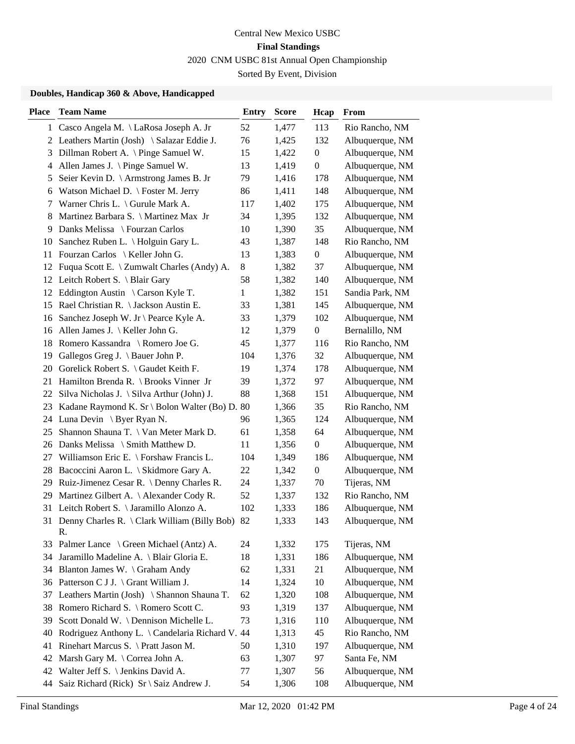Central New Mexico USBC

**Final Standings**

2020 CNM USBC 81st Annual Open Championship

Sorted By Event, Division

### Doubles, Handicap 360 & Above, Handicapped

| Place | Team Name | Entry | Score | Hcap | From |
|---|---|---|---|---|---|
| 1 | Casco Angela M. \ LaRosa Joseph A. Jr | 52 | 1,477 | 113 | Rio Rancho, NM |
| 2 | Leathers Martin (Josh) \ Salazar Eddie J. | 76 | 1,425 | 132 | Albuquerque, NM |
| 3 | Dillman Robert A. \ Pinge Samuel W. | 15 | 1,422 | 0 | Albuquerque, NM |
| 4 | Allen James J. \ Pinge Samuel W. | 13 | 1,419 | 0 | Albuquerque, NM |
| 5 | Seier Kevin D. \ Armstrong James B. Jr | 79 | 1,416 | 178 | Albuquerque, NM |
| 6 | Watson Michael D. \ Foster M. Jerry | 86 | 1,411 | 148 | Albuquerque, NM |
| 7 | Warner Chris L. \ Gurule Mark A. | 117 | 1,402 | 175 | Albuquerque, NM |
| 8 | Martinez Barbara S. \ Martinez Max Jr | 34 | 1,395 | 132 | Albuquerque, NM |
| 9 | Danks Melissa \ Fourzan Carlos | 10 | 1,390 | 35 | Albuquerque, NM |
| 10 | Sanchez Ruben L. \ Holguin Gary L. | 43 | 1,387 | 148 | Rio Rancho, NM |
| 11 | Fourzan Carlos \ Keller John G. | 13 | 1,383 | 0 | Albuquerque, NM |
| 12 | Fuqua Scott E. \ Zumwalt Charles (Andy) A. | 8 | 1,382 | 37 | Albuquerque, NM |
| 12 | Leitch Robert S. \ Blair Gary | 58 | 1,382 | 140 | Albuquerque, NM |
| 12 | Eddington Austin \ Carson Kyle T. | 1 | 1,382 | 151 | Sandia Park, NM |
| 15 | Rael Christian R. \ Jackson Austin E. | 33 | 1,381 | 145 | Albuquerque, NM |
| 16 | Sanchez Joseph W. Jr \ Pearce Kyle A. | 33 | 1,379 | 102 | Albuquerque, NM |
| 16 | Allen James J. \ Keller John G. | 12 | 1,379 | 0 | Bernalillo, NM |
| 18 | Romero Kassandra \ Romero Joe G. | 45 | 1,377 | 116 | Rio Rancho, NM |
| 19 | Gallegos Greg J. \ Bauer John P. | 104 | 1,376 | 32 | Albuquerque, NM |
| 20 | Gorelick Robert S. \ Gaudet Keith F. | 19 | 1,374 | 178 | Albuquerque, NM |
| 21 | Hamilton Brenda R. \ Brooks Vinner Jr | 39 | 1,372 | 97 | Albuquerque, NM |
| 22 | Silva Nicholas J. \ Silva Arthur (John) J. | 88 | 1,368 | 151 | Albuquerque, NM |
| 23 | Kadane Raymond K. Sr \ Bolon Walter (Bo) D. | 80 | 1,366 | 35 | Rio Rancho, NM |
| 24 | Luna Devin \ Byer Ryan N. | 96 | 1,365 | 124 | Albuquerque, NM |
| 25 | Shannon Shauna T. \ Van Meter Mark D. | 61 | 1,358 | 64 | Albuquerque, NM |
| 26 | Danks Melissa \ Smith Matthew D. | 11 | 1,356 | 0 | Albuquerque, NM |
| 27 | Williamson Eric E. \ Forshaw Francis L. | 104 | 1,349 | 186 | Albuquerque, NM |
| 28 | Bacoccini Aaron L. \ Skidmore Gary A. | 22 | 1,342 | 0 | Albuquerque, NM |
| 29 | Ruiz-Jimenez Cesar R. \ Denny Charles R. | 24 | 1,337 | 70 | Tijeras, NM |
| 29 | Martinez Gilbert A. \ Alexander Cody R. | 52 | 1,337 | 132 | Rio Rancho, NM |
| 31 | Leitch Robert S. \ Jaramillo Alonzo A. | 102 | 1,333 | 186 | Albuquerque, NM |
| 31 | Denny Charles R. \ Clark William (Billy Bob) R. | 82 | 1,333 | 143 | Albuquerque, NM |
| 33 | Palmer Lance \ Green Michael (Antz) A. | 24 | 1,332 | 175 | Tijeras, NM |
| 34 | Jaramillo Madeline A. \ Blair Gloria E. | 18 | 1,331 | 186 | Albuquerque, NM |
| 34 | Blanton James W. \ Graham Andy | 62 | 1,331 | 21 | Albuquerque, NM |
| 36 | Patterson C J J. \ Grant William J. | 14 | 1,324 | 10 | Albuquerque, NM |
| 37 | Leathers Martin (Josh) \ Shannon Shauna T. | 62 | 1,320 | 108 | Albuquerque, NM |
| 38 | Romero Richard S. \ Romero Scott C. | 93 | 1,319 | 137 | Albuquerque, NM |
| 39 | Scott Donald W. \ Dennison Michelle L. | 73 | 1,316 | 110 | Albuquerque, NM |
| 40 | Rodriguez Anthony L. \ Candelaria Richard V. | 44 | 1,313 | 45 | Rio Rancho, NM |
| 41 | Rinehart Marcus S. \ Pratt Jason M. | 50 | 1,310 | 197 | Albuquerque, NM |
| 42 | Marsh Gary M. \ Correa John A. | 63 | 1,307 | 97 | Santa Fe, NM |
| 42 | Walter Jeff S. \ Jenkins David A. | 77 | 1,307 | 56 | Albuquerque, NM |
| 44 | Saiz Richard (Rick) Sr \ Saiz Andrew J. | 54 | 1,306 | 108 | Albuquerque, NM |

Final Standings Mar 12, 2020 01:42 PM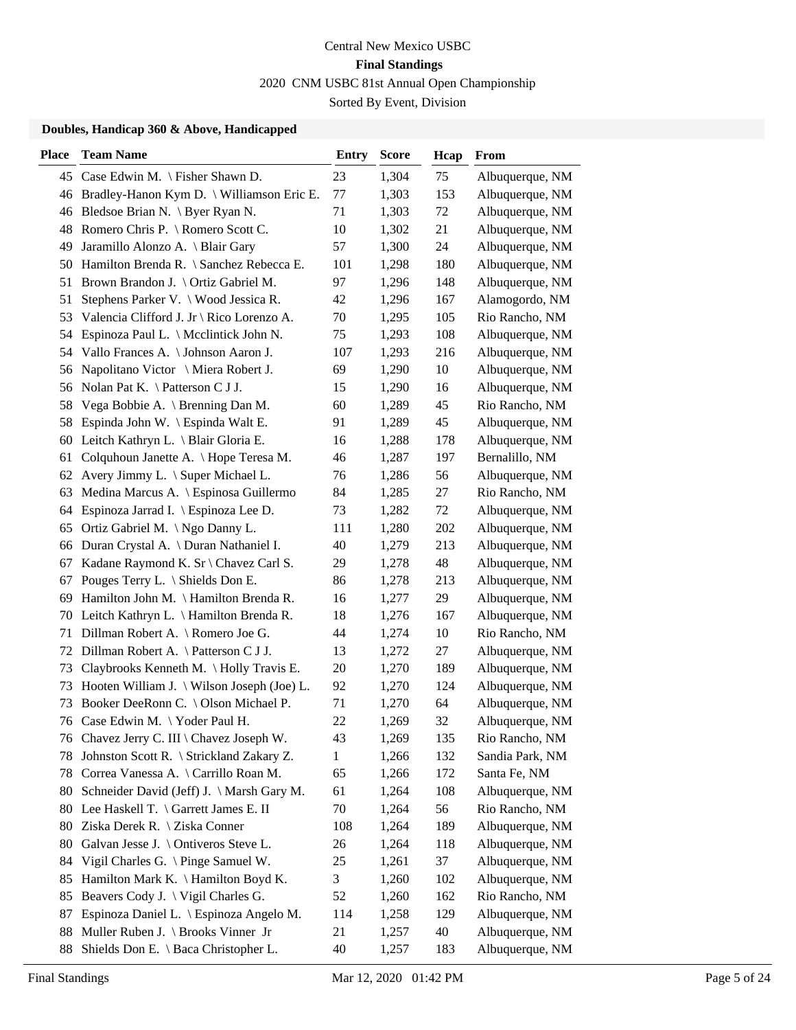Central New Mexico USBC

**Final Standings**

2020 CNM USBC 81st Annual Open Championship

Sorted By Event, Division

### Doubles, Handicap 360 & Above, Handicapped

| Place | Team Name | Entry | Score | Hcap | From |
|---|---|---|---|---|---|
| 45 | Case Edwin M. \ Fisher Shawn D. | 23 | 1,304 | 75 | Albuquerque, NM |
| 46 | Bradley-Hanon Kym D. \ Williamson Eric E. | 77 | 1,303 | 153 | Albuquerque, NM |
| 46 | Bledsoe Brian N. \ Byer Ryan N. | 71 | 1,303 | 72 | Albuquerque, NM |
| 48 | Romero Chris P. \ Romero Scott C. | 10 | 1,302 | 21 | Albuquerque, NM |
| 49 | Jaramillo Alonzo A. \ Blair Gary | 57 | 1,300 | 24 | Albuquerque, NM |
| 50 | Hamilton Brenda R. \ Sanchez Rebecca E. | 101 | 1,298 | 180 | Albuquerque, NM |
| 51 | Brown Brandon J. \ Ortiz Gabriel M. | 97 | 1,296 | 148 | Albuquerque, NM |
| 51 | Stephens Parker V. \ Wood Jessica R. | 42 | 1,296 | 167 | Alamogordo, NM |
| 53 | Valencia Clifford J. Jr \ Rico Lorenzo A. | 70 | 1,295 | 105 | Rio Rancho, NM |
| 54 | Espinoza Paul L. \ Mcclintick John N. | 75 | 1,293 | 108 | Albuquerque, NM |
| 54 | Vallo Frances A. \ Johnson Aaron J. | 107 | 1,293 | 216 | Albuquerque, NM |
| 56 | Napolitano Victor \ Miera Robert J. | 69 | 1,290 | 10 | Albuquerque, NM |
| 56 | Nolan Pat K. \ Patterson C J J. | 15 | 1,290 | 16 | Albuquerque, NM |
| 58 | Vega Bobbie A. \ Brenning Dan M. | 60 | 1,289 | 45 | Rio Rancho, NM |
| 58 | Espinda John W. \ Espinda Walt E. | 91 | 1,289 | 45 | Albuquerque, NM |
| 60 | Leitch Kathryn L. \ Blair Gloria E. | 16 | 1,288 | 178 | Albuquerque, NM |
| 61 | Colquhoun Janette A. \ Hope Teresa M. | 46 | 1,287 | 197 | Bernalillo, NM |
| 62 | Avery Jimmy L. \ Super Michael L. | 76 | 1,286 | 56 | Albuquerque, NM |
| 63 | Medina Marcus A. \ Espinosa Guillermo | 84 | 1,285 | 27 | Rio Rancho, NM |
| 64 | Espinoza Jarrad I. \ Espinoza Lee D. | 73 | 1,282 | 72 | Albuquerque, NM |
| 65 | Ortiz Gabriel M. \ Ngo Danny L. | 111 | 1,280 | 202 | Albuquerque, NM |
| 66 | Duran Crystal A. \ Duran Nathaniel I. | 40 | 1,279 | 213 | Albuquerque, NM |
| 67 | Kadane Raymond K. Sr \ Chavez Carl S. | 29 | 1,278 | 48 | Albuquerque, NM |
| 67 | Pouges Terry L. \ Shields Don E. | 86 | 1,278 | 213 | Albuquerque, NM |
| 69 | Hamilton John M. \ Hamilton Brenda R. | 16 | 1,277 | 29 | Albuquerque, NM |
| 70 | Leitch Kathryn L. \ Hamilton Brenda R. | 18 | 1,276 | 167 | Albuquerque, NM |
| 71 | Dillman Robert A. \ Romero Joe G. | 44 | 1,274 | 10 | Rio Rancho, NM |
| 72 | Dillman Robert A. \ Patterson C J J. | 13 | 1,272 | 27 | Albuquerque, NM |
| 73 | Claybrooks Kenneth M. \ Holly Travis E. | 20 | 1,270 | 189 | Albuquerque, NM |
| 73 | Hooten William J. \ Wilson Joseph (Joe) L. | 92 | 1,270 | 124 | Albuquerque, NM |
| 73 | Booker DeeRonn C. \ Olson Michael P. | 71 | 1,270 | 64 | Albuquerque, NM |
| 76 | Case Edwin M. \ Yoder Paul H. | 22 | 1,269 | 32 | Albuquerque, NM |
| 76 | Chavez Jerry C. III \ Chavez Joseph W. | 43 | 1,269 | 135 | Rio Rancho, NM |
| 78 | Johnston Scott R. \ Strickland Zakary Z. | 1 | 1,266 | 132 | Sandia Park, NM |
| 78 | Correa Vanessa A. \ Carrillo Roan M. | 65 | 1,266 | 172 | Santa Fe, NM |
| 80 | Schneider David (Jeff) J. \ Marsh Gary M. | 61 | 1,264 | 108 | Albuquerque, NM |
| 80 | Lee Haskell T. \ Garrett James E. II | 70 | 1,264 | 56 | Rio Rancho, NM |
| 80 | Ziska Derek R. \ Ziska Conner | 108 | 1,264 | 189 | Albuquerque, NM |
| 80 | Galvan Jesse J. \ Ontiveros Steve L. | 26 | 1,264 | 118 | Albuquerque, NM |
| 84 | Vigil Charles G. \ Pinge Samuel W. | 25 | 1,261 | 37 | Albuquerque, NM |
| 85 | Hamilton Mark K. \ Hamilton Boyd K. | 3 | 1,260 | 102 | Albuquerque, NM |
| 85 | Beavers Cody J. \ Vigil Charles G. | 52 | 1,260 | 162 | Rio Rancho, NM |
| 87 | Espinoza Daniel L. \ Espinoza Angelo M. | 114 | 1,258 | 129 | Albuquerque, NM |
| 88 | Muller Ruben J. \ Brooks Vinner Jr | 21 | 1,257 | 40 | Albuquerque, NM |
| 88 | Shields Don E. \ Baca Christopher L. | 40 | 1,257 | 183 | Albuquerque, NM |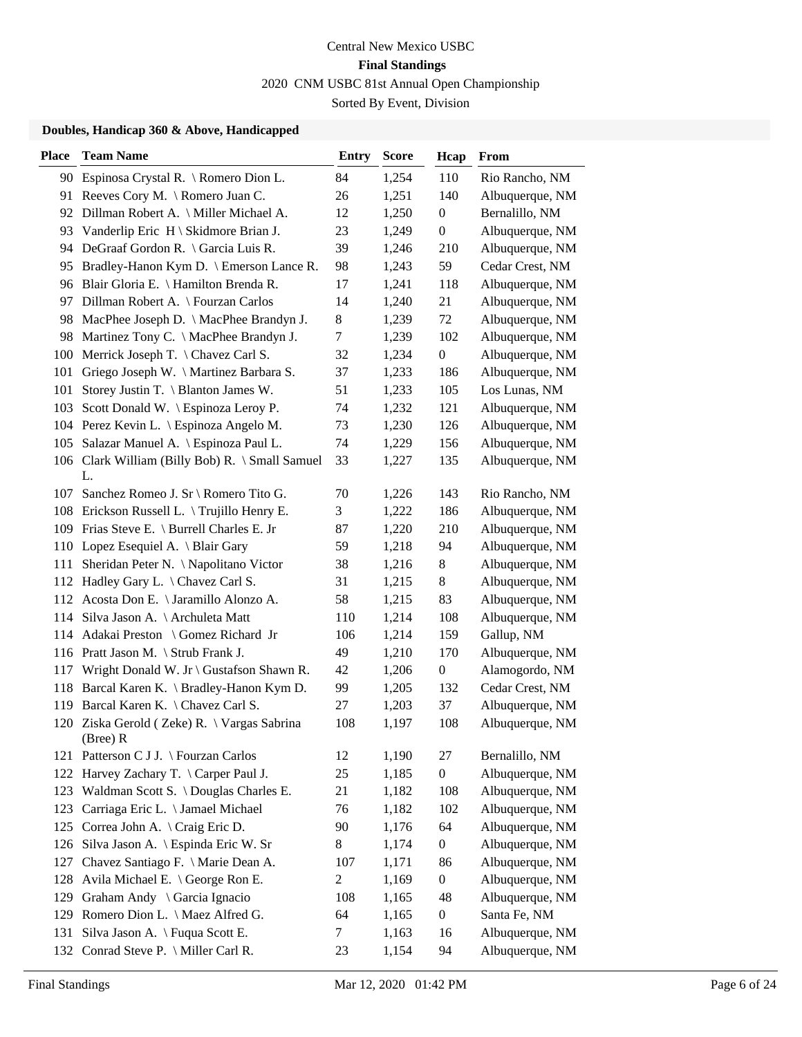Central New Mexico USBC

**Final Standings**

2020 CNM USBC 81st Annual Open Championship

Sorted By Event, Division

### Doubles, Handicap 360 & Above, Handicapped

| Place | Team Name | Entry | Score | Hcap | From |
|---|---|---|---|---|---|
| 90 | Espinosa Crystal R. \ Romero Dion L. | 84 | 1,254 | 110 | Rio Rancho, NM |
| 91 | Reeves Cory M. \ Romero Juan C. | 26 | 1,251 | 140 | Albuquerque, NM |
| 92 | Dillman Robert A. \ Miller Michael A. | 12 | 1,250 | 0 | Bernalillo, NM |
| 93 | Vanderlip Eric H \ Skidmore Brian J. | 23 | 1,249 | 0 | Albuquerque, NM |
| 94 | DeGraaf Gordon R. \ Garcia Luis R. | 39 | 1,246 | 210 | Albuquerque, NM |
| 95 | Bradley-Hanon Kym D. \ Emerson Lance R. | 98 | 1,243 | 59 | Cedar Crest, NM |
| 96 | Blair Gloria E. \ Hamilton Brenda R. | 17 | 1,241 | 118 | Albuquerque, NM |
| 97 | Dillman Robert A. \ Fourzan Carlos | 14 | 1,240 | 21 | Albuquerque, NM |
| 98 | MacPhee Joseph D. \ MacPhee Brandyn J. | 8 | 1,239 | 72 | Albuquerque, NM |
| 98 | Martinez Tony C. \ MacPhee Brandyn J. | 7 | 1,239 | 102 | Albuquerque, NM |
| 100 | Merrick Joseph T. \ Chavez Carl S. | 32 | 1,234 | 0 | Albuquerque, NM |
| 101 | Griego Joseph W. \ Martinez Barbara S. | 37 | 1,233 | 186 | Albuquerque, NM |
| 101 | Storey Justin T. \ Blanton James W. | 51 | 1,233 | 105 | Los Lunas, NM |
| 103 | Scott Donald W. \ Espinoza Leroy P. | 74 | 1,232 | 121 | Albuquerque, NM |
| 104 | Perez Kevin L. \ Espinoza Angelo M. | 73 | 1,230 | 126 | Albuquerque, NM |
| 105 | Salazar Manuel A. \ Espinoza Paul L. | 74 | 1,229 | 156 | Albuquerque, NM |
| 106 | Clark William (Billy Bob) R. \ Small Samuel L. | 33 | 1,227 | 135 | Albuquerque, NM |
| 107 | Sanchez Romeo J. Sr \ Romero Tito G. | 70 | 1,226 | 143 | Rio Rancho, NM |
| 108 | Erickson Russell L. \ Trujillo Henry E. | 3 | 1,222 | 186 | Albuquerque, NM |
| 109 | Frias Steve E. \ Burrell Charles E. Jr | 87 | 1,220 | 210 | Albuquerque, NM |
| 110 | Lopez Esequiel A. \ Blair Gary | 59 | 1,218 | 94 | Albuquerque, NM |
| 111 | Sheridan Peter N. \ Napolitano Victor | 38 | 1,216 | 8 | Albuquerque, NM |
| 112 | Hadley Gary L. \ Chavez Carl S. | 31 | 1,215 | 8 | Albuquerque, NM |
| 112 | Acosta Don E. \ Jaramillo Alonzo A. | 58 | 1,215 | 83 | Albuquerque, NM |
| 114 | Silva Jason A. \ Archuleta Matt | 110 | 1,214 | 108 | Albuquerque, NM |
| 114 | Adakai Preston \ Gomez Richard Jr | 106 | 1,214 | 159 | Gallup, NM |
| 116 | Pratt Jason M. \ Strub Frank J. | 49 | 1,210 | 170 | Albuquerque, NM |
| 117 | Wright Donald W. Jr \ Gustafson Shawn R. | 42 | 1,206 | 0 | Alamogordo, NM |
| 118 | Barcal Karen K. \ Bradley-Hanon Kym D. | 99 | 1,205 | 132 | Cedar Crest, NM |
| 119 | Barcal Karen K. \ Chavez Carl S. | 27 | 1,203 | 37 | Albuquerque, NM |
| 120 | Ziska Gerold ( Zeke) R. \ Vargas Sabrina (Bree) R | 108 | 1,197 | 108 | Albuquerque, NM |
| 121 | Patterson C J J. \ Fourzan Carlos | 12 | 1,190 | 27 | Bernalillo, NM |
| 122 | Harvey Zachary T. \ Carper Paul J. | 25 | 1,185 | 0 | Albuquerque, NM |
| 123 | Waldman Scott S. \ Douglas Charles E. | 21 | 1,182 | 108 | Albuquerque, NM |
| 123 | Carriaga Eric L. \ Jamael Michael | 76 | 1,182 | 102 | Albuquerque, NM |
| 125 | Correa John A. \ Craig Eric D. | 90 | 1,176 | 64 | Albuquerque, NM |
| 126 | Silva Jason A. \ Espinda Eric W. Sr | 8 | 1,174 | 0 | Albuquerque, NM |
| 127 | Chavez Santiago F. \ Marie Dean A. | 107 | 1,171 | 86 | Albuquerque, NM |
| 128 | Avila Michael E. \ George Ron E. | 2 | 1,169 | 0 | Albuquerque, NM |
| 129 | Graham Andy \ Garcia Ignacio | 108 | 1,165 | 48 | Albuquerque, NM |
| 129 | Romero Dion L. \ Maez Alfred G. | 64 | 1,165 | 0 | Santa Fe, NM |
| 131 | Silva Jason A. \ Fuqua Scott E. | 7 | 1,163 | 16 | Albuquerque, NM |
| 132 | Conrad Steve P. \ Miller Carl R. | 23 | 1,154 | 94 | Albuquerque, NM |

Final Standings Mar 12, 2020 01:42 PM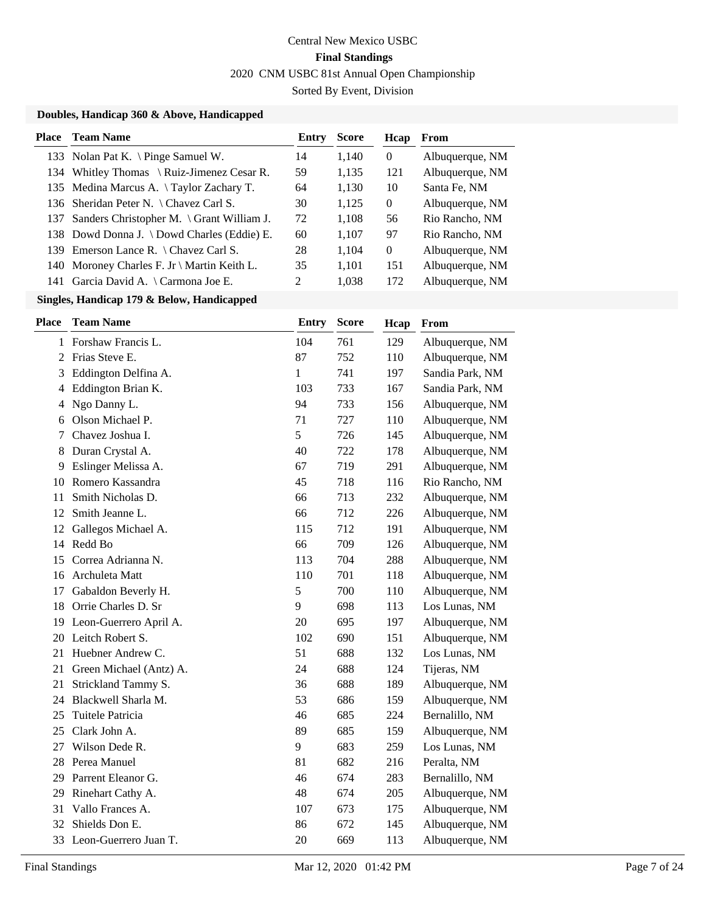Central New Mexico USBC

**Final Standings**

2020 CNM USBC 81st Annual Open Championship

Sorted By Event, Division

### Doubles, Handicap 360 & Above, Handicapped

| Place | Team Name | Entry | Score | Hcap | From |
|---|---|---|---|---|---|
| 133 | Nolan Pat K. \ Pinge Samuel W. | 14 | 1,140 | 0 | Albuquerque, NM |
| 134 | Whitley Thomas \ Ruiz-Jimenez Cesar R. | 59 | 1,135 | 121 | Albuquerque, NM |
| 135 | Medina Marcus A. \ Taylor Zachary T. | 64 | 1,130 | 10 | Santa Fe, NM |
| 136 | Sheridan Peter N. \ Chavez Carl S. | 30 | 1,125 | 0 | Albuquerque, NM |
| 137 | Sanders Christopher M. \ Grant William J. | 72 | 1,108 | 56 | Rio Rancho, NM |
| 138 | Dowd Donna J. \ Dowd Charles (Eddie) E. | 60 | 1,107 | 97 | Rio Rancho, NM |
| 139 | Emerson Lance R. \ Chavez Carl S. | 28 | 1,104 | 0 | Albuquerque, NM |
| 140 | Moroney Charles F. Jr \ Martin Keith L. | 35 | 1,101 | 151 | Albuquerque, NM |
| 141 | Garcia David A. \ Carmona Joe E. | 2 | 1,038 | 172 | Albuquerque, NM |

### Singles, Handicap 179 & Below, Handicapped

| Place | Team Name | Entry | Score | Hcap | From |
|---|---|---|---|---|---|
| 1 | Forshaw Francis L. | 104 | 761 | 129 | Albuquerque, NM |
| 2 | Frias Steve E. | 87 | 752 | 110 | Albuquerque, NM |
| 3 | Eddington Delfina A. | 1 | 741 | 197 | Sandia Park, NM |
| 4 | Eddington Brian K. | 103 | 733 | 167 | Sandia Park, NM |
| 4 | Ngo Danny L. | 94 | 733 | 156 | Albuquerque, NM |
| 6 | Olson Michael P. | 71 | 727 | 110 | Albuquerque, NM |
| 7 | Chavez Joshua I. | 5 | 726 | 145 | Albuquerque, NM |
| 8 | Duran Crystal A. | 40 | 722 | 178 | Albuquerque, NM |
| 9 | Eslinger Melissa A. | 67 | 719 | 291 | Albuquerque, NM |
| 10 | Romero Kassandra | 45 | 718 | 116 | Rio Rancho, NM |
| 11 | Smith Nicholas D. | 66 | 713 | 232 | Albuquerque, NM |
| 12 | Smith Jeanne L. | 66 | 712 | 226 | Albuquerque, NM |
| 12 | Gallegos Michael A. | 115 | 712 | 191 | Albuquerque, NM |
| 14 | Redd Bo | 66 | 709 | 126 | Albuquerque, NM |
| 15 | Correa Adrianna N. | 113 | 704 | 288 | Albuquerque, NM |
| 16 | Archuleta Matt | 110 | 701 | 118 | Albuquerque, NM |
| 17 | Gabaldon Beverly H. | 5 | 700 | 110 | Albuquerque, NM |
| 18 | Orrie Charles D. Sr | 9 | 698 | 113 | Los Lunas, NM |
| 19 | Leon-Guerrero April A. | 20 | 695 | 197 | Albuquerque, NM |
| 20 | Leitch Robert S. | 102 | 690 | 151 | Albuquerque, NM |
| 21 | Huebner Andrew C. | 51 | 688 | 132 | Los Lunas, NM |
| 21 | Green Michael (Antz) A. | 24 | 688 | 124 | Tijeras, NM |
| 21 | Strickland Tammy S. | 36 | 688 | 189 | Albuquerque, NM |
| 24 | Blackwell Sharla M. | 53 | 686 | 159 | Albuquerque, NM |
| 25 | Tuitele Patricia | 46 | 685 | 224 | Bernalillo, NM |
| 25 | Clark John A. | 89 | 685 | 159 | Albuquerque, NM |
| 27 | Wilson Dede R. | 9 | 683 | 259 | Los Lunas, NM |
| 28 | Perea Manuel | 81 | 682 | 216 | Peralta, NM |
| 29 | Parrent Eleanor G. | 46 | 674 | 283 | Bernalillo, NM |
| 29 | Rinehart Cathy A. | 48 | 674 | 205 | Albuquerque, NM |
| 31 | Vallo Frances A. | 107 | 673 | 175 | Albuquerque, NM |
| 32 | Shields Don E. | 86 | 672 | 145 | Albuquerque, NM |
| 33 | Leon-Guerrero Juan T. | 20 | 669 | 113 | Albuquerque, NM |

Final Standings — Mar 12, 2020 01:42 PM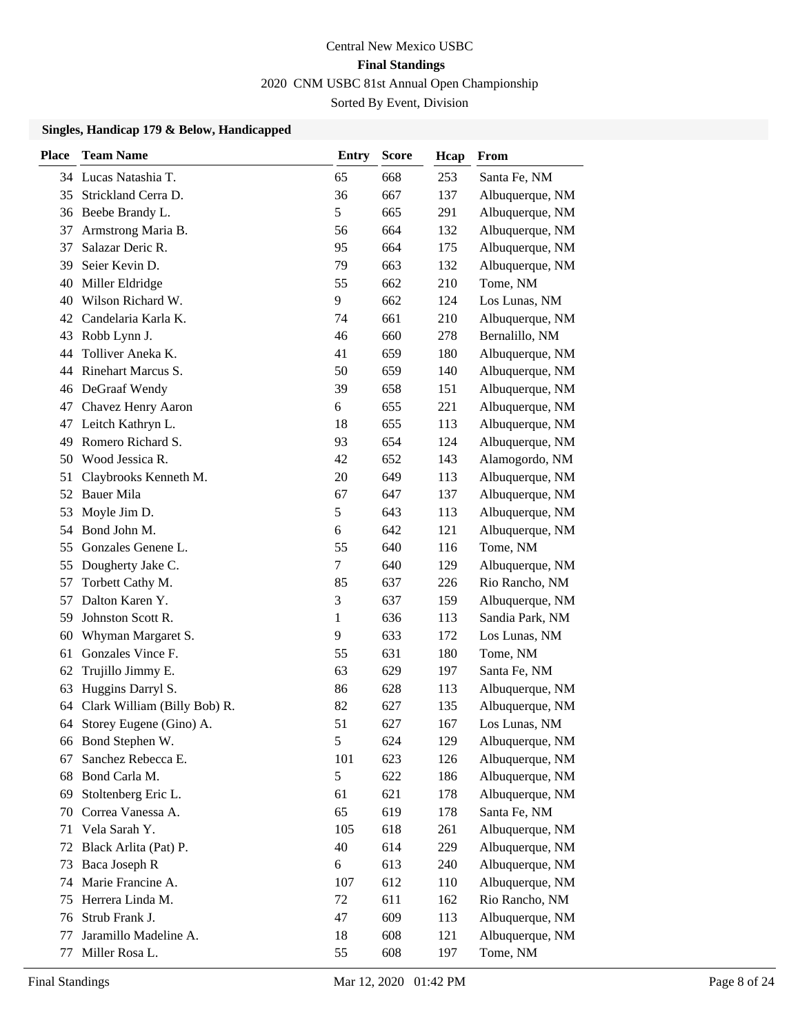Central New Mexico USBC

**Final Standings**

2020 CNM USBC 81st Annual Open Championship

Sorted By Event, Division

### Singles, Handicap 179 & Below, Handicapped

| Place | Team Name | Entry | Score | Hcap | From |
|---|---|---|---|---|---|
| 34 | Lucas Natashia T. | 65 | 668 | 253 | Santa Fe, NM |
| 35 | Strickland Cerra D. | 36 | 667 | 137 | Albuquerque, NM |
| 36 | Beebe Brandy L. | 5 | 665 | 291 | Albuquerque, NM |
| 37 | Armstrong Maria B. | 56 | 664 | 132 | Albuquerque, NM |
| 37 | Salazar Deric R. | 95 | 664 | 175 | Albuquerque, NM |
| 39 | Seier Kevin D. | 79 | 663 | 132 | Albuquerque, NM |
| 40 | Miller Eldridge | 55 | 662 | 210 | Tome, NM |
| 40 | Wilson Richard W. | 9 | 662 | 124 | Los Lunas, NM |
| 42 | Candelaria Karla K. | 74 | 661 | 210 | Albuquerque, NM |
| 43 | Robb Lynn J. | 46 | 660 | 278 | Bernalillo, NM |
| 44 | Tolliver Aneka K. | 41 | 659 | 180 | Albuquerque, NM |
| 44 | Rinehart Marcus S. | 50 | 659 | 140 | Albuquerque, NM |
| 46 | DeGraaf Wendy | 39 | 658 | 151 | Albuquerque, NM |
| 47 | Chavez Henry Aaron | 6 | 655 | 221 | Albuquerque, NM |
| 47 | Leitch Kathryn L. | 18 | 655 | 113 | Albuquerque, NM |
| 49 | Romero Richard S. | 93 | 654 | 124 | Albuquerque, NM |
| 50 | Wood Jessica R. | 42 | 652 | 143 | Alamogordo, NM |
| 51 | Claybrooks Kenneth M. | 20 | 649 | 113 | Albuquerque, NM |
| 52 | Bauer Mila | 67 | 647 | 137 | Albuquerque, NM |
| 53 | Moyle Jim D. | 5 | 643 | 113 | Albuquerque, NM |
| 54 | Bond John M. | 6 | 642 | 121 | Albuquerque, NM |
| 55 | Gonzales Genene L. | 55 | 640 | 116 | Tome, NM |
| 55 | Dougherty Jake C. | 7 | 640 | 129 | Albuquerque, NM |
| 57 | Torbett Cathy M. | 85 | 637 | 226 | Rio Rancho, NM |
| 57 | Dalton Karen Y. | 3 | 637 | 159 | Albuquerque, NM |
| 59 | Johnston Scott R. | 1 | 636 | 113 | Sandia Park, NM |
| 60 | Whyman Margaret S. | 9 | 633 | 172 | Los Lunas, NM |
| 61 | Gonzales Vince F. | 55 | 631 | 180 | Tome, NM |
| 62 | Trujillo Jimmy E. | 63 | 629 | 197 | Santa Fe, NM |
| 63 | Huggins Darryl S. | 86 | 628 | 113 | Albuquerque, NM |
| 64 | Clark William (Billy Bob) R. | 82 | 627 | 135 | Albuquerque, NM |
| 64 | Storey Eugene (Gino) A. | 51 | 627 | 167 | Los Lunas, NM |
| 66 | Bond Stephen W. | 5 | 624 | 129 | Albuquerque, NM |
| 67 | Sanchez Rebecca E. | 101 | 623 | 126 | Albuquerque, NM |
| 68 | Bond Carla M. | 5 | 622 | 186 | Albuquerque, NM |
| 69 | Stoltenberg Eric L. | 61 | 621 | 178 | Albuquerque, NM |
| 70 | Correa Vanessa A. | 65 | 619 | 178 | Santa Fe, NM |
| 71 | Vela Sarah Y. | 105 | 618 | 261 | Albuquerque, NM |
| 72 | Black Arlita (Pat) P. | 40 | 614 | 229 | Albuquerque, NM |
| 73 | Baca Joseph R | 6 | 613 | 240 | Albuquerque, NM |
| 74 | Marie Francine A. | 107 | 612 | 110 | Albuquerque, NM |
| 75 | Herrera Linda M. | 72 | 611 | 162 | Rio Rancho, NM |
| 76 | Strub Frank J. | 47 | 609 | 113 | Albuquerque, NM |
| 77 | Jaramillo Madeline A. | 18 | 608 | 121 | Albuquerque, NM |
| 77 | Miller Rosa L. | 55 | 608 | 197 | Tome, NM |

Final Standings Mar 12, 2020 01:42 PM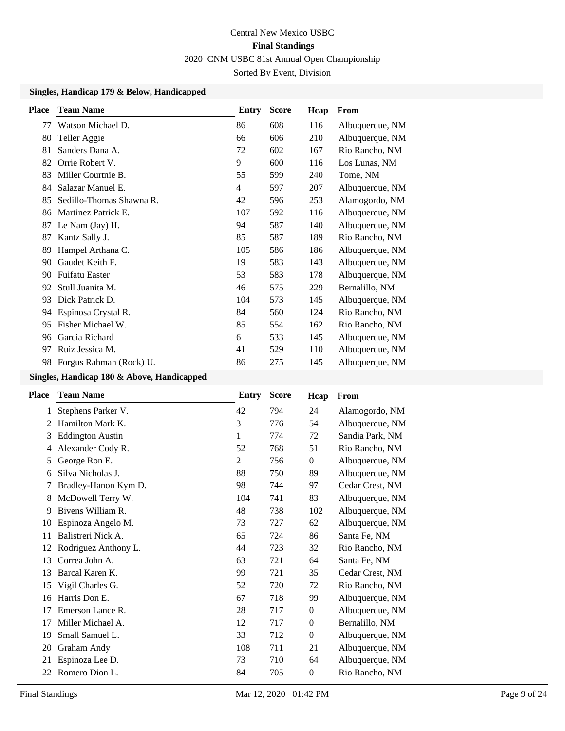Central New Mexico USBC

**Final Standings**

2020 CNM USBC 81st Annual Open Championship

Sorted By Event, Division

### Singles, Handicap 179 & Below, Handicapped

| Place | Team Name | Entry | Score | Hcap | From |
|---|---|---|---|---|---|
| 77 | Watson Michael D. | 86 | 608 | 116 | Albuquerque, NM |
| 80 | Teller Aggie | 66 | 606 | 210 | Albuquerque, NM |
| 81 | Sanders Dana A. | 72 | 602 | 167 | Rio Rancho, NM |
| 82 | Orrie Robert V. | 9 | 600 | 116 | Los Lunas, NM |
| 83 | Miller Courtnie B. | 55 | 599 | 240 | Tome, NM |
| 84 | Salazar Manuel E. | 4 | 597 | 207 | Albuquerque, NM |
| 85 | Sedillo-Thomas Shawna R. | 42 | 596 | 253 | Alamogordo, NM |
| 86 | Martinez Patrick E. | 107 | 592 | 116 | Albuquerque, NM |
| 87 | Le Nam (Jay) H. | 94 | 587 | 140 | Albuquerque, NM |
| 87 | Kantz Sally J. | 85 | 587 | 189 | Rio Rancho, NM |
| 89 | Hampel Arthana C. | 105 | 586 | 186 | Albuquerque, NM |
| 90 | Gaudet Keith F. | 19 | 583 | 143 | Albuquerque, NM |
| 90 | Fuifatu Easter | 53 | 583 | 178 | Albuquerque, NM |
| 92 | Stull Juanita M. | 46 | 575 | 229 | Bernalillo, NM |
| 93 | Dick Patrick D. | 104 | 573 | 145 | Albuquerque, NM |
| 94 | Espinosa Crystal R. | 84 | 560 | 124 | Rio Rancho, NM |
| 95 | Fisher Michael W. | 85 | 554 | 162 | Rio Rancho, NM |
| 96 | Garcia Richard | 6 | 533 | 145 | Albuquerque, NM |
| 97 | Ruiz Jessica M. | 41 | 529 | 110 | Albuquerque, NM |
| 98 | Forgus Rahman (Rock) U. | 86 | 275 | 145 | Albuquerque, NM |

### Singles, Handicap 180 & Above, Handicapped

| Place | Team Name | Entry | Score | Hcap | From |
|---|---|---|---|---|---|
| 1 | Stephens Parker V. | 42 | 794 | 24 | Alamogordo, NM |
| 2 | Hamilton Mark K. | 3 | 776 | 54 | Albuquerque, NM |
| 3 | Eddington Austin | 1 | 774 | 72 | Sandia Park, NM |
| 4 | Alexander Cody R. | 52 | 768 | 51 | Rio Rancho, NM |
| 5 | George Ron E. | 2 | 756 | 0 | Albuquerque, NM |
| 6 | Silva Nicholas J. | 88 | 750 | 89 | Albuquerque, NM |
| 7 | Bradley-Hanon Kym D. | 98 | 744 | 97 | Cedar Crest, NM |
| 8 | McDowell Terry W. | 104 | 741 | 83 | Albuquerque, NM |
| 9 | Bivens William R. | 48 | 738 | 102 | Albuquerque, NM |
| 10 | Espinoza Angelo M. | 73 | 727 | 62 | Albuquerque, NM |
| 11 | Balistreri Nick A. | 65 | 724 | 86 | Santa Fe, NM |
| 12 | Rodriguez Anthony L. | 44 | 723 | 32 | Rio Rancho, NM |
| 13 | Correa John A. | 63 | 721 | 64 | Santa Fe, NM |
| 13 | Barcal Karen K. | 99 | 721 | 35 | Cedar Crest, NM |
| 15 | Vigil Charles G. | 52 | 720 | 72 | Rio Rancho, NM |
| 16 | Harris Don E. | 67 | 718 | 99 | Albuquerque, NM |
| 17 | Emerson Lance R. | 28 | 717 | 0 | Albuquerque, NM |
| 17 | Miller Michael A. | 12 | 717 | 0 | Bernalillo, NM |
| 19 | Small Samuel L. | 33 | 712 | 0 | Albuquerque, NM |
| 20 | Graham Andy | 108 | 711 | 21 | Albuquerque, NM |
| 21 | Espinoza Lee D. | 73 | 710 | 64 | Albuquerque, NM |
| 22 | Romero Dion L. | 84 | 705 | 0 | Rio Rancho, NM |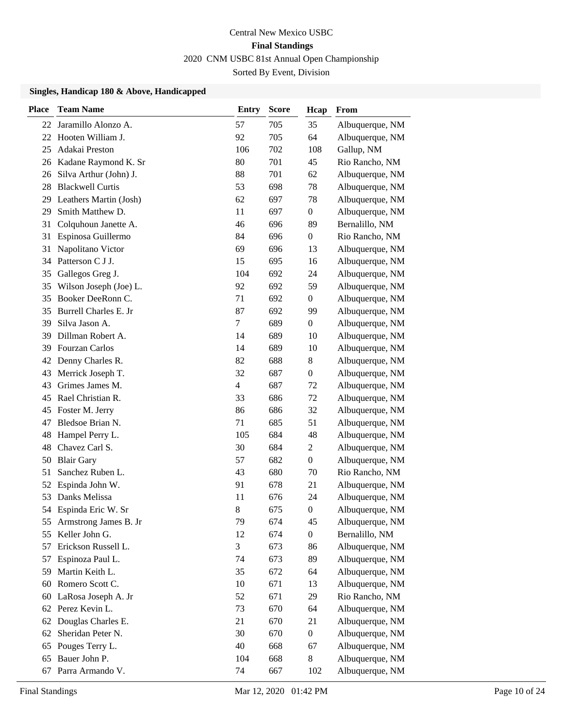Central New Mexico USBC

**Final Standings**

2020 CNM USBC 81st Annual Open Championship

Sorted By Event, Division

### Singles, Handicap 180 & Above, Handicapped

| Place | Team Name | Entry | Score | Hcap | From |
|---|---|---|---|---|---|
| 22 | Jaramillo Alonzo A. | 57 | 705 | 35 | Albuquerque, NM |
| 22 | Hooten William J. | 92 | 705 | 64 | Albuquerque, NM |
| 25 | Adakai Preston | 106 | 702 | 108 | Gallup, NM |
| 26 | Kadane Raymond K. Sr | 80 | 701 | 45 | Rio Rancho, NM |
| 26 | Silva Arthur (John) J. | 88 | 701 | 62 | Albuquerque, NM |
| 28 | Blackwell Curtis | 53 | 698 | 78 | Albuquerque, NM |
| 29 | Leathers Martin (Josh) | 62 | 697 | 78 | Albuquerque, NM |
| 29 | Smith Matthew D. | 11 | 697 | 0 | Albuquerque, NM |
| 31 | Colquhoun Janette A. | 46 | 696 | 89 | Bernalillo, NM |
| 31 | Espinosa Guillermo | 84 | 696 | 0 | Rio Rancho, NM |
| 31 | Napolitano Victor | 69 | 696 | 13 | Albuquerque, NM |
| 34 | Patterson C J J. | 15 | 695 | 16 | Albuquerque, NM |
| 35 | Gallegos Greg J. | 104 | 692 | 24 | Albuquerque, NM |
| 35 | Wilson Joseph (Joe) L. | 92 | 692 | 59 | Albuquerque, NM |
| 35 | Booker DeeRonn C. | 71 | 692 | 0 | Albuquerque, NM |
| 35 | Burrell Charles E. Jr | 87 | 692 | 99 | Albuquerque, NM |
| 39 | Silva Jason A. | 7 | 689 | 0 | Albuquerque, NM |
| 39 | Dillman Robert A. | 14 | 689 | 10 | Albuquerque, NM |
| 39 | Fourzan Carlos | 14 | 689 | 10 | Albuquerque, NM |
| 42 | Denny Charles R. | 82 | 688 | 8 | Albuquerque, NM |
| 43 | Merrick Joseph T. | 32 | 687 | 0 | Albuquerque, NM |
| 43 | Grimes James M. | 4 | 687 | 72 | Albuquerque, NM |
| 45 | Rael Christian R. | 33 | 686 | 72 | Albuquerque, NM |
| 45 | Foster M. Jerry | 86 | 686 | 32 | Albuquerque, NM |
| 47 | Bledsoe Brian N. | 71 | 685 | 51 | Albuquerque, NM |
| 48 | Hampel Perry L. | 105 | 684 | 48 | Albuquerque, NM |
| 48 | Chavez Carl S. | 30 | 684 | 2 | Albuquerque, NM |
| 50 | Blair Gary | 57 | 682 | 0 | Albuquerque, NM |
| 51 | Sanchez Ruben L. | 43 | 680 | 70 | Rio Rancho, NM |
| 52 | Espinda John W. | 91 | 678 | 21 | Albuquerque, NM |
| 53 | Danks Melissa | 11 | 676 | 24 | Albuquerque, NM |
| 54 | Espinda Eric W. Sr | 8 | 675 | 0 | Albuquerque, NM |
| 55 | Armstrong James B. Jr | 79 | 674 | 45 | Albuquerque, NM |
| 55 | Keller John G. | 12 | 674 | 0 | Bernalillo, NM |
| 57 | Erickson Russell L. | 3 | 673 | 86 | Albuquerque, NM |
| 57 | Espinoza Paul L. | 74 | 673 | 89 | Albuquerque, NM |
| 59 | Martin Keith L. | 35 | 672 | 64 | Albuquerque, NM |
| 60 | Romero Scott C. | 10 | 671 | 13 | Albuquerque, NM |
| 60 | LaRosa Joseph A. Jr | 52 | 671 | 29 | Rio Rancho, NM |
| 62 | Perez Kevin L. | 73 | 670 | 64 | Albuquerque, NM |
| 62 | Douglas Charles E. | 21 | 670 | 21 | Albuquerque, NM |
| 62 | Sheridan Peter N. | 30 | 670 | 0 | Albuquerque, NM |
| 65 | Pouges Terry L. | 40 | 668 | 67 | Albuquerque, NM |
| 65 | Bauer John P. | 104 | 668 | 8 | Albuquerque, NM |
| 67 | Parra Armando V. | 74 | 667 | 102 | Albuquerque, NM |

Final Standings Mar 12, 2020 01:42 PM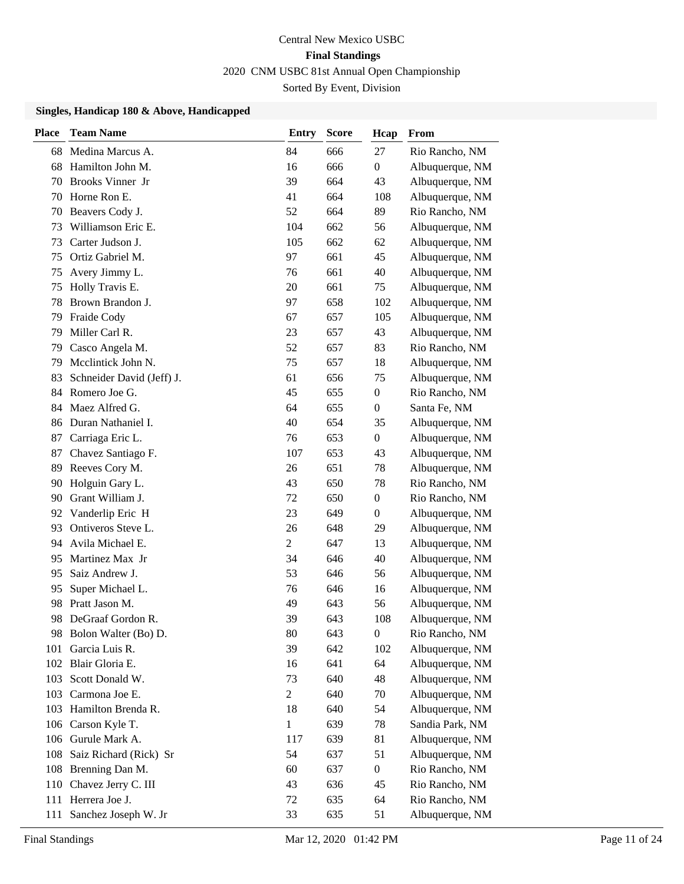Central New Mexico USBC

**Final Standings**

2020 CNM USBC 81st Annual Open Championship

Sorted By Event, Division

### Singles, Handicap 180 & Above, Handicapped

| Place | Team Name | Entry | Score | Hcap | From |
|---|---|---|---|---|---|
| 68 | Medina Marcus A. | 84 | 666 | 27 | Rio Rancho, NM |
| 68 | Hamilton John M. | 16 | 666 | 0 | Albuquerque, NM |
| 70 | Brooks Vinner Jr | 39 | 664 | 43 | Albuquerque, NM |
| 70 | Horne Ron E. | 41 | 664 | 108 | Albuquerque, NM |
| 70 | Beavers Cody J. | 52 | 664 | 89 | Rio Rancho, NM |
| 73 | Williamson Eric E. | 104 | 662 | 56 | Albuquerque, NM |
| 73 | Carter Judson J. | 105 | 662 | 62 | Albuquerque, NM |
| 75 | Ortiz Gabriel M. | 97 | 661 | 45 | Albuquerque, NM |
| 75 | Avery Jimmy L. | 76 | 661 | 40 | Albuquerque, NM |
| 75 | Holly Travis E. | 20 | 661 | 75 | Albuquerque, NM |
| 78 | Brown Brandon J. | 97 | 658 | 102 | Albuquerque, NM |
| 79 | Fraide Cody | 67 | 657 | 105 | Albuquerque, NM |
| 79 | Miller Carl R. | 23 | 657 | 43 | Albuquerque, NM |
| 79 | Casco Angela M. | 52 | 657 | 83 | Rio Rancho, NM |
| 79 | Mcclintick John N. | 75 | 657 | 18 | Albuquerque, NM |
| 83 | Schneider David (Jeff) J. | 61 | 656 | 75 | Albuquerque, NM |
| 84 | Romero Joe G. | 45 | 655 | 0 | Rio Rancho, NM |
| 84 | Maez Alfred G. | 64 | 655 | 0 | Santa Fe, NM |
| 86 | Duran Nathaniel I. | 40 | 654 | 35 | Albuquerque, NM |
| 87 | Carriaga Eric L. | 76 | 653 | 0 | Albuquerque, NM |
| 87 | Chavez Santiago F. | 107 | 653 | 43 | Albuquerque, NM |
| 89 | Reeves Cory M. | 26 | 651 | 78 | Albuquerque, NM |
| 90 | Holguin Gary L. | 43 | 650 | 78 | Rio Rancho, NM |
| 90 | Grant William J. | 72 | 650 | 0 | Rio Rancho, NM |
| 92 | Vanderlip Eric H | 23 | 649 | 0 | Albuquerque, NM |
| 93 | Ontiveros Steve L. | 26 | 648 | 29 | Albuquerque, NM |
| 94 | Avila Michael E. | 2 | 647 | 13 | Albuquerque, NM |
| 95 | Martinez Max Jr | 34 | 646 | 40 | Albuquerque, NM |
| 95 | Saiz Andrew J. | 53 | 646 | 56 | Albuquerque, NM |
| 95 | Super Michael L. | 76 | 646 | 16 | Albuquerque, NM |
| 98 | Pratt Jason M. | 49 | 643 | 56 | Albuquerque, NM |
| 98 | DeGraaf Gordon R. | 39 | 643 | 108 | Albuquerque, NM |
| 98 | Bolon Walter (Bo) D. | 80 | 643 | 0 | Rio Rancho, NM |
| 101 | Garcia Luis R. | 39 | 642 | 102 | Albuquerque, NM |
| 102 | Blair Gloria E. | 16 | 641 | 64 | Albuquerque, NM |
| 103 | Scott Donald W. | 73 | 640 | 48 | Albuquerque, NM |
| 103 | Carmona Joe E. | 2 | 640 | 70 | Albuquerque, NM |
| 103 | Hamilton Brenda R. | 18 | 640 | 54 | Albuquerque, NM |
| 106 | Carson Kyle T. | 1 | 639 | 78 | Sandia Park, NM |
| 106 | Gurule Mark A. | 117 | 639 | 81 | Albuquerque, NM |
| 108 | Saiz Richard (Rick) Sr | 54 | 637 | 51 | Albuquerque, NM |
| 108 | Brenning Dan M. | 60 | 637 | 0 | Rio Rancho, NM |
| 110 | Chavez Jerry C. III | 43 | 636 | 45 | Rio Rancho, NM |
| 111 | Herrera Joe J. | 72 | 635 | 64 | Rio Rancho, NM |
| 111 | Sanchez Joseph W. Jr | 33 | 635 | 51 | Albuquerque, NM |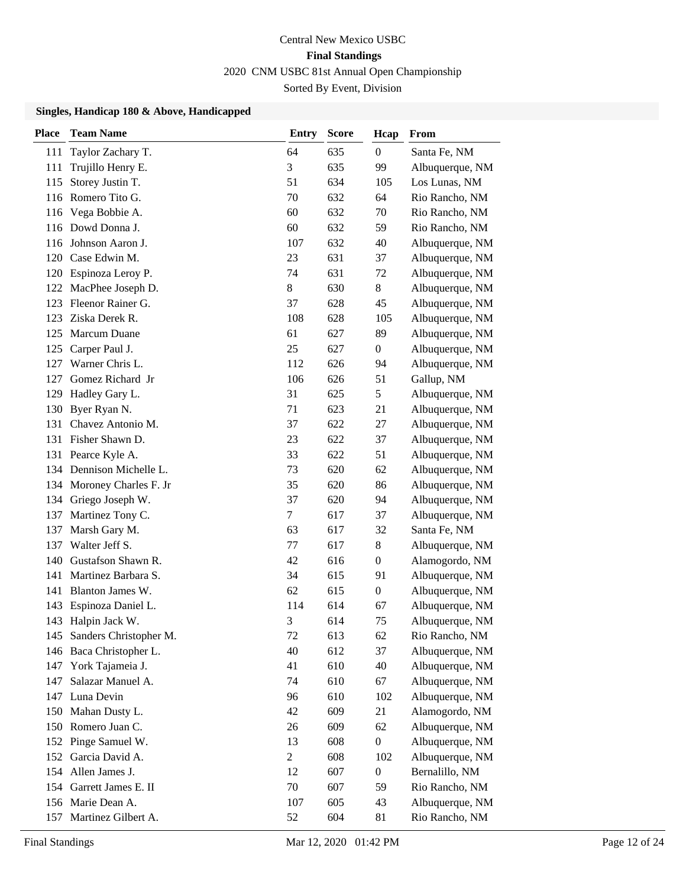Central New Mexico USBC

**Final Standings**

2020 CNM USBC 81st Annual Open Championship

Sorted By Event, Division

### Singles, Handicap 180 & Above, Handicapped

| Place | Team Name | Entry | Score | Hcap | From |
|---|---|---|---|---|---|
| 111 | Taylor Zachary T. | 64 | 635 | 0 | Santa Fe, NM |
| 111 | Trujillo Henry E. | 3 | 635 | 99 | Albuquerque, NM |
| 115 | Storey Justin T. | 51 | 634 | 105 | Los Lunas, NM |
| 116 | Romero Tito G. | 70 | 632 | 64 | Rio Rancho, NM |
| 116 | Vega Bobbie A. | 60 | 632 | 70 | Rio Rancho, NM |
| 116 | Dowd Donna J. | 60 | 632 | 59 | Rio Rancho, NM |
| 116 | Johnson Aaron J. | 107 | 632 | 40 | Albuquerque, NM |
| 120 | Case Edwin M. | 23 | 631 | 37 | Albuquerque, NM |
| 120 | Espinoza Leroy P. | 74 | 631 | 72 | Albuquerque, NM |
| 122 | MacPhee Joseph D. | 8 | 630 | 8 | Albuquerque, NM |
| 123 | Fleenor Rainer G. | 37 | 628 | 45 | Albuquerque, NM |
| 123 | Ziska Derek R. | 108 | 628 | 105 | Albuquerque, NM |
| 125 | Marcum Duane | 61 | 627 | 89 | Albuquerque, NM |
| 125 | Carper Paul J. | 25 | 627 | 0 | Albuquerque, NM |
| 127 | Warner Chris L. | 112 | 626 | 94 | Albuquerque, NM |
| 127 | Gomez Richard Jr | 106 | 626 | 51 | Gallup, NM |
| 129 | Hadley Gary L. | 31 | 625 | 5 | Albuquerque, NM |
| 130 | Byer Ryan N. | 71 | 623 | 21 | Albuquerque, NM |
| 131 | Chavez Antonio M. | 37 | 622 | 27 | Albuquerque, NM |
| 131 | Fisher Shawn D. | 23 | 622 | 37 | Albuquerque, NM |
| 131 | Pearce Kyle A. | 33 | 622 | 51 | Albuquerque, NM |
| 134 | Dennison Michelle L. | 73 | 620 | 62 | Albuquerque, NM |
| 134 | Moroney Charles F. Jr | 35 | 620 | 86 | Albuquerque, NM |
| 134 | Griego Joseph W. | 37 | 620 | 94 | Albuquerque, NM |
| 137 | Martinez Tony C. | 7 | 617 | 37 | Albuquerque, NM |
| 137 | Marsh Gary M. | 63 | 617 | 32 | Santa Fe, NM |
| 137 | Walter Jeff S. | 77 | 617 | 8 | Albuquerque, NM |
| 140 | Gustafson Shawn R. | 42 | 616 | 0 | Alamogordo, NM |
| 141 | Martinez Barbara S. | 34 | 615 | 91 | Albuquerque, NM |
| 141 | Blanton James W. | 62 | 615 | 0 | Albuquerque, NM |
| 143 | Espinoza Daniel L. | 114 | 614 | 67 | Albuquerque, NM |
| 143 | Halpin Jack W. | 3 | 614 | 75 | Albuquerque, NM |
| 145 | Sanders Christopher M. | 72 | 613 | 62 | Rio Rancho, NM |
| 146 | Baca Christopher L. | 40 | 612 | 37 | Albuquerque, NM |
| 147 | York Tajameia J. | 41 | 610 | 40 | Albuquerque, NM |
| 147 | Salazar Manuel A. | 74 | 610 | 67 | Albuquerque, NM |
| 147 | Luna Devin | 96 | 610 | 102 | Albuquerque, NM |
| 150 | Mahan Dusty L. | 42 | 609 | 21 | Alamogordo, NM |
| 150 | Romero Juan C. | 26 | 609 | 62 | Albuquerque, NM |
| 152 | Pinge Samuel W. | 13 | 608 | 0 | Albuquerque, NM |
| 152 | Garcia David A. | 2 | 608 | 102 | Albuquerque, NM |
| 154 | Allen James J. | 12 | 607 | 0 | Bernalillo, NM |
| 154 | Garrett James E. II | 70 | 607 | 59 | Rio Rancho, NM |
| 156 | Marie Dean A. | 107 | 605 | 43 | Albuquerque, NM |
| 157 | Martinez Gilbert A. | 52 | 604 | 81 | Rio Rancho, NM |

Final Standings Mar 12, 2020 01:42 PM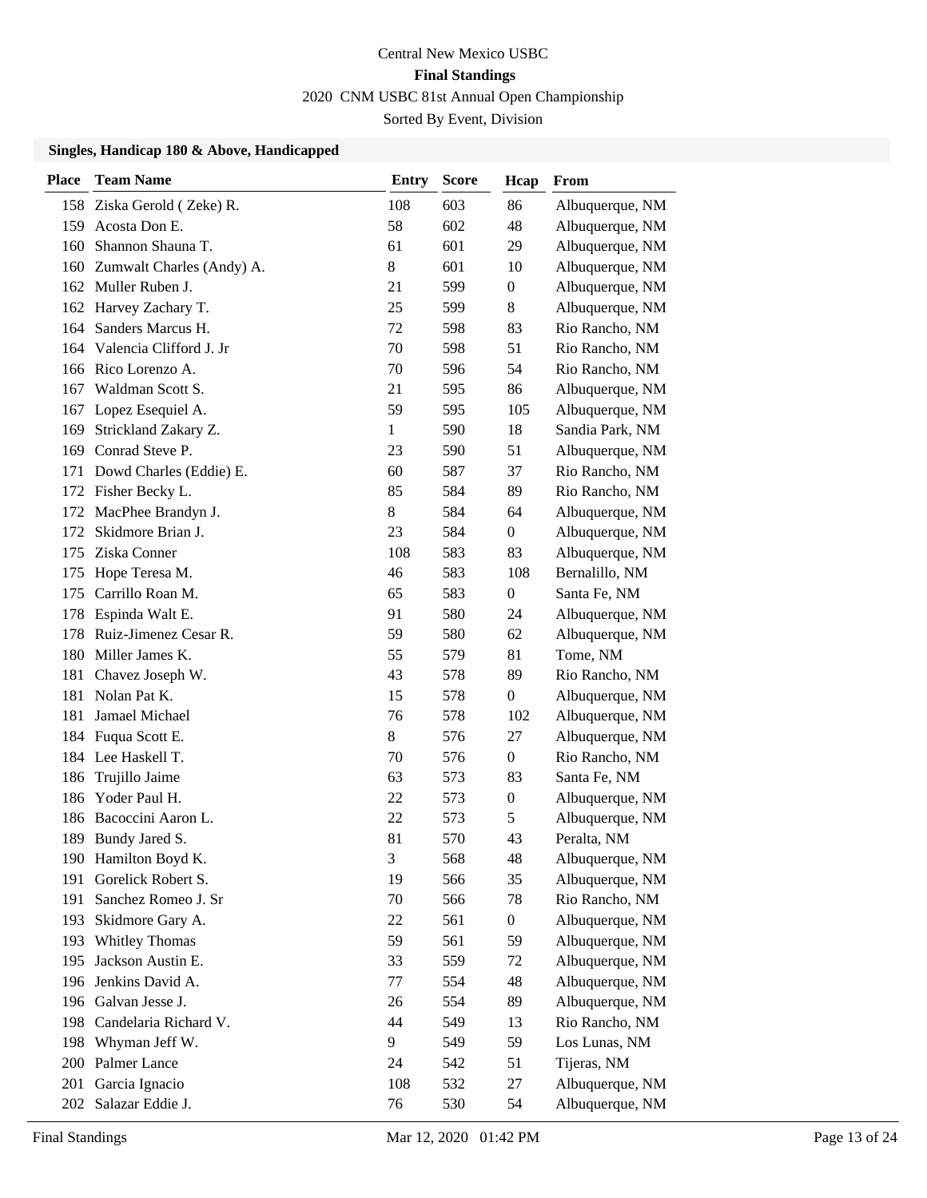# Central New Mexico USBC

## Final Standings

2020 CNM USBC 81st Annual Open Championship

Sorted By Event, Division

### Singles, Handicap 180 & Above, Handicapped

| Place | Team Name | Entry | Score | Hcap | From |
|---|---|---|---|---|---|
| 158 | Ziska Gerold ( Zeke) R. | 108 | 603 | 86 | Albuquerque, NM |
| 159 | Acosta Don E. | 58 | 602 | 48 | Albuquerque, NM |
| 160 | Shannon Shauna T. | 61 | 601 | 29 | Albuquerque, NM |
| 160 | Zumwalt Charles (Andy) A. | 8 | 601 | 10 | Albuquerque, NM |
| 162 | Muller Ruben J. | 21 | 599 | 0 | Albuquerque, NM |
| 162 | Harvey Zachary T. | 25 | 599 | 8 | Albuquerque, NM |
| 164 | Sanders Marcus H. | 72 | 598 | 83 | Rio Rancho, NM |
| 164 | Valencia Clifford J. Jr | 70 | 598 | 51 | Rio Rancho, NM |
| 166 | Rico Lorenzo A. | 70 | 596 | 54 | Rio Rancho, NM |
| 167 | Waldman Scott S. | 21 | 595 | 86 | Albuquerque, NM |
| 167 | Lopez Esequiel A. | 59 | 595 | 105 | Albuquerque, NM |
| 169 | Strickland Zakary Z. | 1 | 590 | 18 | Sandia Park, NM |
| 169 | Conrad Steve P. | 23 | 590 | 51 | Albuquerque, NM |
| 171 | Dowd Charles (Eddie) E. | 60 | 587 | 37 | Rio Rancho, NM |
| 172 | Fisher Becky L. | 85 | 584 | 89 | Rio Rancho, NM |
| 172 | MacPhee Brandyn J. | 8 | 584 | 64 | Albuquerque, NM |
| 172 | Skidmore Brian J. | 23 | 584 | 0 | Albuquerque, NM |
| 175 | Ziska Conner | 108 | 583 | 83 | Albuquerque, NM |
| 175 | Hope Teresa M. | 46 | 583 | 108 | Bernalillo, NM |
| 175 | Carrillo Roan M. | 65 | 583 | 0 | Santa Fe, NM |
| 178 | Espinda Walt E. | 91 | 580 | 24 | Albuquerque, NM |
| 178 | Ruiz-Jimenez Cesar R. | 59 | 580 | 62 | Albuquerque, NM |
| 180 | Miller James K. | 55 | 579 | 81 | Tome, NM |
| 181 | Chavez Joseph W. | 43 | 578 | 89 | Rio Rancho, NM |
| 181 | Nolan Pat K. | 15 | 578 | 0 | Albuquerque, NM |
| 181 | Jamael Michael | 76 | 578 | 102 | Albuquerque, NM |
| 184 | Fuqua Scott E. | 8 | 576 | 27 | Albuquerque, NM |
| 184 | Lee Haskell T. | 70 | 576 | 0 | Rio Rancho, NM |
| 186 | Trujillo Jaime | 63 | 573 | 83 | Santa Fe, NM |
| 186 | Yoder Paul H. | 22 | 573 | 0 | Albuquerque, NM |
| 186 | Bacoccini Aaron L. | 22 | 573 | 5 | Albuquerque, NM |
| 189 | Bundy Jared S. | 81 | 570 | 43 | Peralta, NM |
| 190 | Hamilton Boyd K. | 3 | 568 | 48 | Albuquerque, NM |
| 191 | Gorelick Robert S. | 19 | 566 | 35 | Albuquerque, NM |
| 191 | Sanchez Romeo J. Sr | 70 | 566 | 78 | Rio Rancho, NM |
| 193 | Skidmore Gary A. | 22 | 561 | 0 | Albuquerque, NM |
| 193 | Whitley Thomas | 59 | 561 | 59 | Albuquerque, NM |
| 195 | Jackson Austin E. | 33 | 559 | 72 | Albuquerque, NM |
| 196 | Jenkins David A. | 77 | 554 | 48 | Albuquerque, NM |
| 196 | Galvan Jesse J. | 26 | 554 | 89 | Albuquerque, NM |
| 198 | Candelaria Richard V. | 44 | 549 | 13 | Rio Rancho, NM |
| 198 | Whyman Jeff W. | 9 | 549 | 59 | Los Lunas, NM |
| 200 | Palmer Lance | 24 | 542 | 51 | Tijeras, NM |
| 201 | Garcia Ignacio | 108 | 532 | 27 | Albuquerque, NM |
| 202 | Salazar Eddie J. | 76 | 530 | 54 | Albuquerque, NM |

Final Standings Mar 12, 2020 01:42 PM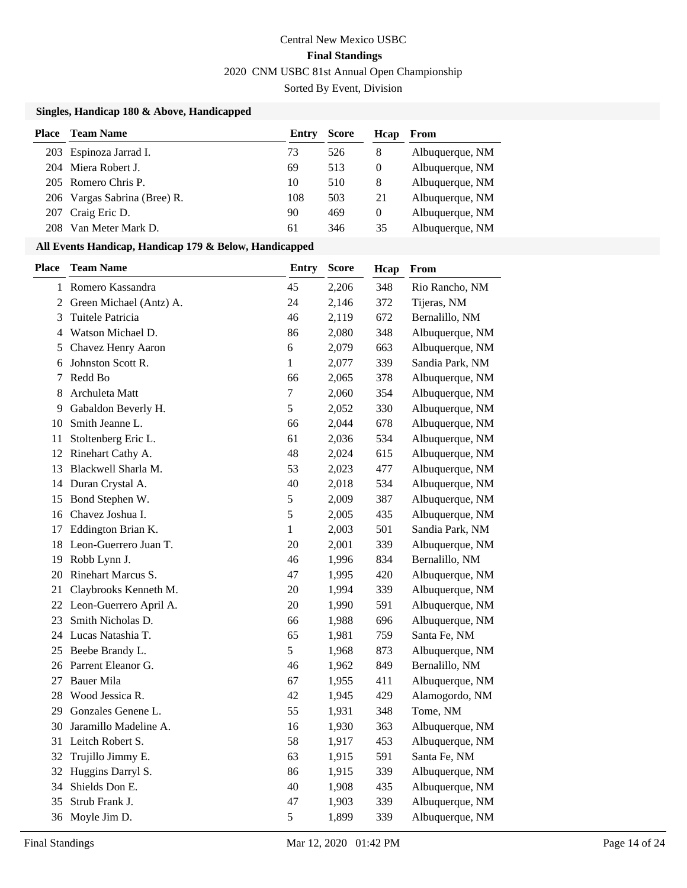Central New Mexico USBC

**Final Standings**

2020 CNM USBC 81st Annual Open Championship

Sorted By Event, Division

### Singles, Handicap 180 & Above, Handicapped

| Place | Team Name | Entry | Score | Hcap | From |
|---|---|---|---|---|---|
| 203 | Espinoza Jarrad I. | 73 | 526 | 8 | Albuquerque, NM |
| 204 | Miera Robert J. | 69 | 513 | 0 | Albuquerque, NM |
| 205 | Romero Chris P. | 10 | 510 | 8 | Albuquerque, NM |
| 206 | Vargas Sabrina (Bree) R. | 108 | 503 | 21 | Albuquerque, NM |
| 207 | Craig Eric D. | 90 | 469 | 0 | Albuquerque, NM |
| 208 | Van Meter Mark D. | 61 | 346 | 35 | Albuquerque, NM |

### All Events Handicap, Handicap 179 & Below, Handicapped

| Place | Team Name | Entry | Score | Hcap | From |
|---|---|---|---|---|---|
| 1 | Romero Kassandra | 45 | 2,206 | 348 | Rio Rancho, NM |
| 2 | Green Michael (Antz) A. | 24 | 2,146 | 372 | Tijeras, NM |
| 3 | Tuitele Patricia | 46 | 2,119 | 672 | Bernalillo, NM |
| 4 | Watson Michael D. | 86 | 2,080 | 348 | Albuquerque, NM |
| 5 | Chavez Henry Aaron | 6 | 2,079 | 663 | Albuquerque, NM |
| 6 | Johnston Scott R. | 1 | 2,077 | 339 | Sandia Park, NM |
| 7 | Redd Bo | 66 | 2,065 | 378 | Albuquerque, NM |
| 8 | Archuleta Matt | 7 | 2,060 | 354 | Albuquerque, NM |
| 9 | Gabaldon Beverly H. | 5 | 2,052 | 330 | Albuquerque, NM |
| 10 | Smith Jeanne L. | 66 | 2,044 | 678 | Albuquerque, NM |
| 11 | Stoltenberg Eric L. | 61 | 2,036 | 534 | Albuquerque, NM |
| 12 | Rinehart Cathy A. | 48 | 2,024 | 615 | Albuquerque, NM |
| 13 | Blackwell Sharla M. | 53 | 2,023 | 477 | Albuquerque, NM |
| 14 | Duran Crystal A. | 40 | 2,018 | 534 | Albuquerque, NM |
| 15 | Bond Stephen W. | 5 | 2,009 | 387 | Albuquerque, NM |
| 16 | Chavez Joshua I. | 5 | 2,005 | 435 | Albuquerque, NM |
| 17 | Eddington Brian K. | 1 | 2,003 | 501 | Sandia Park, NM |
| 18 | Leon-Guerrero Juan T. | 20 | 2,001 | 339 | Albuquerque, NM |
| 19 | Robb Lynn J. | 46 | 1,996 | 834 | Bernalillo, NM |
| 20 | Rinehart Marcus S. | 47 | 1,995 | 420 | Albuquerque, NM |
| 21 | Claybrooks Kenneth M. | 20 | 1,994 | 339 | Albuquerque, NM |
| 22 | Leon-Guerrero April A. | 20 | 1,990 | 591 | Albuquerque, NM |
| 23 | Smith Nicholas D. | 66 | 1,988 | 696 | Albuquerque, NM |
| 24 | Lucas Natashia T. | 65 | 1,981 | 759 | Santa Fe, NM |
| 25 | Beebe Brandy L. | 5 | 1,968 | 873 | Albuquerque, NM |
| 26 | Parrent Eleanor G. | 46 | 1,962 | 849 | Bernalillo, NM |
| 27 | Bauer Mila | 67 | 1,955 | 411 | Albuquerque, NM |
| 28 | Wood Jessica R. | 42 | 1,945 | 429 | Alamogordo, NM |
| 29 | Gonzales Genene L. | 55 | 1,931 | 348 | Tome, NM |
| 30 | Jaramillo Madeline A. | 16 | 1,930 | 363 | Albuquerque, NM |
| 31 | Leitch Robert S. | 58 | 1,917 | 453 | Albuquerque, NM |
| 32 | Trujillo Jimmy E. | 63 | 1,915 | 591 | Santa Fe, NM |
| 32 | Huggins Darryl S. | 86 | 1,915 | 339 | Albuquerque, NM |
| 34 | Shields Don E. | 40 | 1,908 | 435 | Albuquerque, NM |
| 35 | Strub Frank J. | 47 | 1,903 | 339 | Albuquerque, NM |
| 36 | Moyle Jim D. | 5 | 1,899 | 339 | Albuquerque, NM |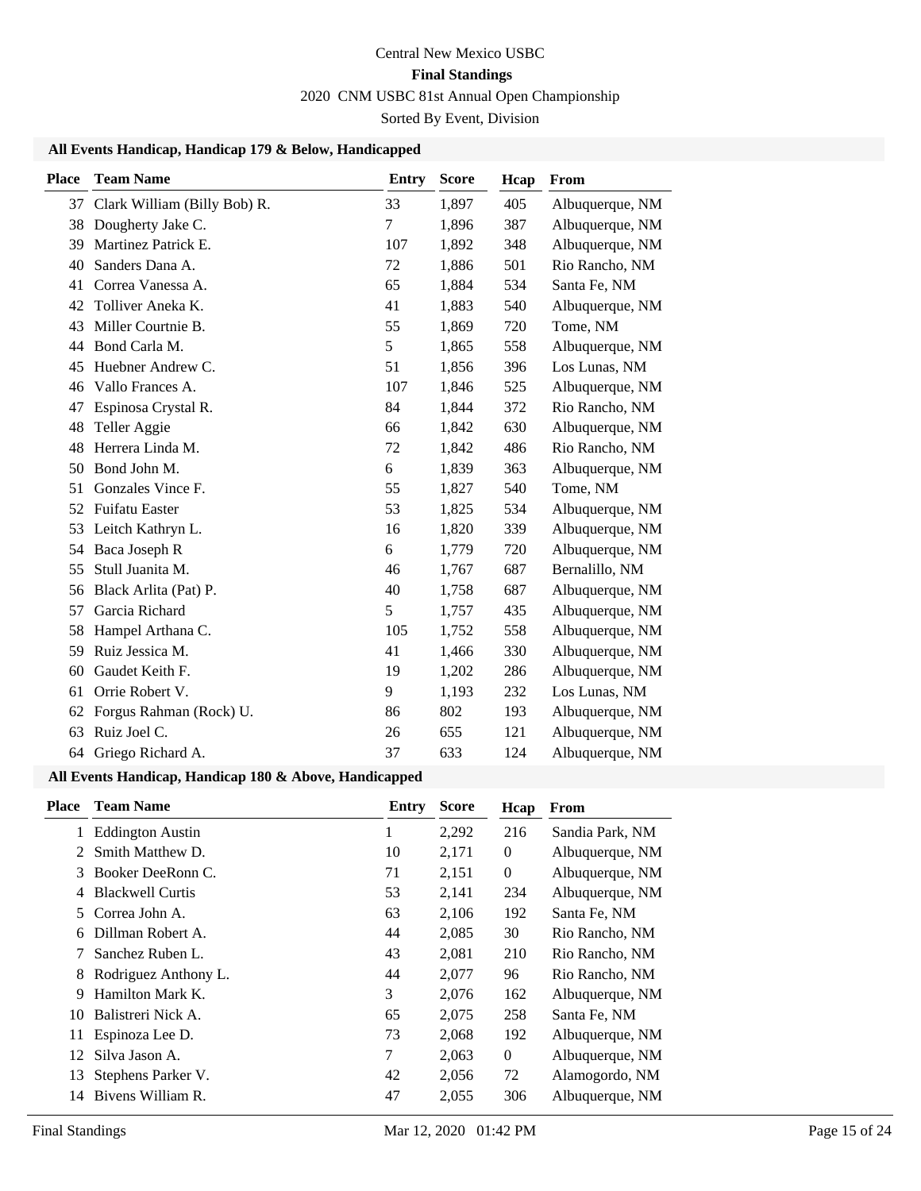Central New Mexico USBC

**Final Standings**

2020 CNM USBC 81st Annual Open Championship

Sorted By Event, Division

### All Events Handicap, Handicap 179 & Below, Handicapped

| Place | Team Name | Entry | Score | Hcap | From |
|---|---|---|---|---|---|
| 37 | Clark William (Billy Bob) R. | 33 | 1,897 | 405 | Albuquerque, NM |
| 38 | Dougherty Jake C. | 7 | 1,896 | 387 | Albuquerque, NM |
| 39 | Martinez Patrick E. | 107 | 1,892 | 348 | Albuquerque, NM |
| 40 | Sanders Dana A. | 72 | 1,886 | 501 | Rio Rancho, NM |
| 41 | Correa Vanessa A. | 65 | 1,884 | 534 | Santa Fe, NM |
| 42 | Tolliver Aneka K. | 41 | 1,883 | 540 | Albuquerque, NM |
| 43 | Miller Courtnie B. | 55 | 1,869 | 720 | Tome, NM |
| 44 | Bond Carla M. | 5 | 1,865 | 558 | Albuquerque, NM |
| 45 | Huebner Andrew C. | 51 | 1,856 | 396 | Los Lunas, NM |
| 46 | Vallo Frances A. | 107 | 1,846 | 525 | Albuquerque, NM |
| 47 | Espinosa Crystal R. | 84 | 1,844 | 372 | Rio Rancho, NM |
| 48 | Teller Aggie | 66 | 1,842 | 630 | Albuquerque, NM |
| 48 | Herrera Linda M. | 72 | 1,842 | 486 | Rio Rancho, NM |
| 50 | Bond John M. | 6 | 1,839 | 363 | Albuquerque, NM |
| 51 | Gonzales Vince F. | 55 | 1,827 | 540 | Tome, NM |
| 52 | Fuifatu Easter | 53 | 1,825 | 534 | Albuquerque, NM |
| 53 | Leitch Kathryn L. | 16 | 1,820 | 339 | Albuquerque, NM |
| 54 | Baca Joseph R | 6 | 1,779 | 720 | Albuquerque, NM |
| 55 | Stull Juanita M. | 46 | 1,767 | 687 | Bernalillo, NM |
| 56 | Black Arlita (Pat) P. | 40 | 1,758 | 687 | Albuquerque, NM |
| 57 | Garcia Richard | 5 | 1,757 | 435 | Albuquerque, NM |
| 58 | Hampel Arthana C. | 105 | 1,752 | 558 | Albuquerque, NM |
| 59 | Ruiz Jessica M. | 41 | 1,466 | 330 | Albuquerque, NM |
| 60 | Gaudet Keith F. | 19 | 1,202 | 286 | Albuquerque, NM |
| 61 | Orrie Robert V. | 9 | 1,193 | 232 | Los Lunas, NM |
| 62 | Forgus Rahman (Rock) U. | 86 | 802 | 193 | Albuquerque, NM |
| 63 | Ruiz Joel C. | 26 | 655 | 121 | Albuquerque, NM |
| 64 | Griego Richard A. | 37 | 633 | 124 | Albuquerque, NM |

### All Events Handicap, Handicap 180 & Above, Handicapped

| Place | Team Name | Entry | Score | Hcap | From |
|---|---|---|---|---|---|
| 1 | Eddington Austin | 1 | 2,292 | 216 | Sandia Park, NM |
| 2 | Smith Matthew D. | 10 | 2,171 | 0 | Albuquerque, NM |
| 3 | Booker DeeRonn C. | 71 | 2,151 | 0 | Albuquerque, NM |
| 4 | Blackwell Curtis | 53 | 2,141 | 234 | Albuquerque, NM |
| 5 | Correa John A. | 63 | 2,106 | 192 | Santa Fe, NM |
| 6 | Dillman Robert A. | 44 | 2,085 | 30 | Rio Rancho, NM |
| 7 | Sanchez Ruben L. | 43 | 2,081 | 210 | Rio Rancho, NM |
| 8 | Rodriguez Anthony L. | 44 | 2,077 | 96 | Rio Rancho, NM |
| 9 | Hamilton Mark K. | 3 | 2,076 | 162 | Albuquerque, NM |
| 10 | Balistreri Nick A. | 65 | 2,075 | 258 | Santa Fe, NM |
| 11 | Espinoza Lee D. | 73 | 2,068 | 192 | Albuquerque, NM |
| 12 | Silva Jason A. | 7 | 2,063 | 0 | Albuquerque, NM |
| 13 | Stephens Parker V. | 42 | 2,056 | 72 | Alamogordo, NM |
| 14 | Bivens William R. | 47 | 2,055 | 306 | Albuquerque, NM |

Final Standings    Mar 12, 2020 01:42 PM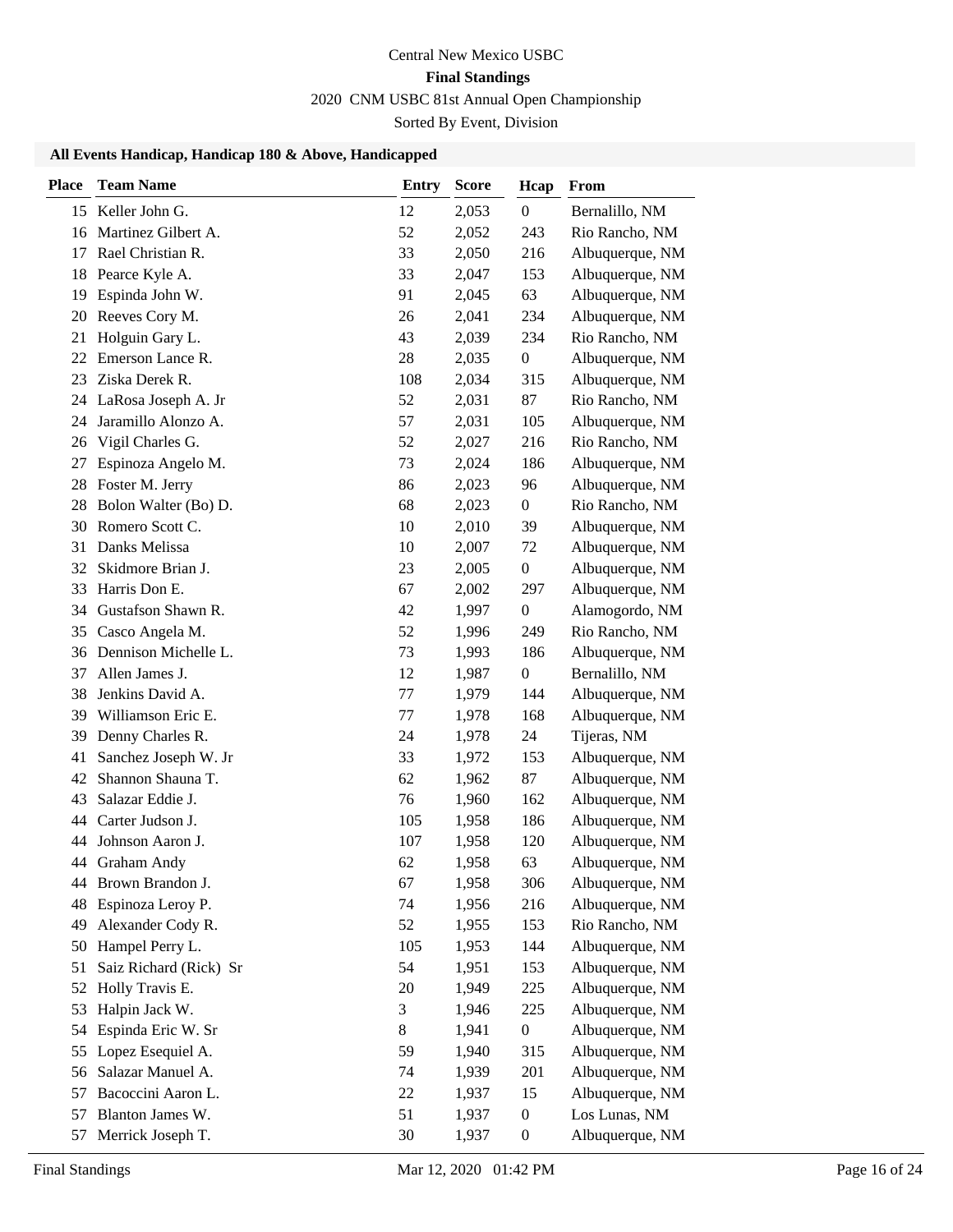Central New Mexico USBC

**Final Standings**

2020 CNM USBC 81st Annual Open Championship

Sorted By Event, Division

### All Events Handicap, Handicap 180 & Above, Handicapped

| Place | Team Name | Entry | Score | Hcap | From |
|---|---|---|---|---|---|
| 15 | Keller John G. | 12 | 2,053 | 0 | Bernalillo, NM |
| 16 | Martinez Gilbert A. | 52 | 2,052 | 243 | Rio Rancho, NM |
| 17 | Rael Christian R. | 33 | 2,050 | 216 | Albuquerque, NM |
| 18 | Pearce Kyle A. | 33 | 2,047 | 153 | Albuquerque, NM |
| 19 | Espinda John W. | 91 | 2,045 | 63 | Albuquerque, NM |
| 20 | Reeves Cory M. | 26 | 2,041 | 234 | Albuquerque, NM |
| 21 | Holguin Gary L. | 43 | 2,039 | 234 | Rio Rancho, NM |
| 22 | Emerson Lance R. | 28 | 2,035 | 0 | Albuquerque, NM |
| 23 | Ziska Derek R. | 108 | 2,034 | 315 | Albuquerque, NM |
| 24 | LaRosa Joseph A. Jr | 52 | 2,031 | 87 | Rio Rancho, NM |
| 24 | Jaramillo Alonzo A. | 57 | 2,031 | 105 | Albuquerque, NM |
| 26 | Vigil Charles G. | 52 | 2,027 | 216 | Rio Rancho, NM |
| 27 | Espinoza Angelo M. | 73 | 2,024 | 186 | Albuquerque, NM |
| 28 | Foster M. Jerry | 86 | 2,023 | 96 | Albuquerque, NM |
| 28 | Bolon Walter (Bo) D. | 68 | 2,023 | 0 | Rio Rancho, NM |
| 30 | Romero Scott C. | 10 | 2,010 | 39 | Albuquerque, NM |
| 31 | Danks Melissa | 10 | 2,007 | 72 | Albuquerque, NM |
| 32 | Skidmore Brian J. | 23 | 2,005 | 0 | Albuquerque, NM |
| 33 | Harris Don E. | 67 | 2,002 | 297 | Albuquerque, NM |
| 34 | Gustafson Shawn R. | 42 | 1,997 | 0 | Alamogordo, NM |
| 35 | Casco Angela M. | 52 | 1,996 | 249 | Rio Rancho, NM |
| 36 | Dennison Michelle L. | 73 | 1,993 | 186 | Albuquerque, NM |
| 37 | Allen James J. | 12 | 1,987 | 0 | Bernalillo, NM |
| 38 | Jenkins David A. | 77 | 1,979 | 144 | Albuquerque, NM |
| 39 | Williamson Eric E. | 77 | 1,978 | 168 | Albuquerque, NM |
| 39 | Denny Charles R. | 24 | 1,978 | 24 | Tijeras, NM |
| 41 | Sanchez Joseph W. Jr | 33 | 1,972 | 153 | Albuquerque, NM |
| 42 | Shannon Shauna T. | 62 | 1,962 | 87 | Albuquerque, NM |
| 43 | Salazar Eddie J. | 76 | 1,960 | 162 | Albuquerque, NM |
| 44 | Carter Judson J. | 105 | 1,958 | 186 | Albuquerque, NM |
| 44 | Johnson Aaron J. | 107 | 1,958 | 120 | Albuquerque, NM |
| 44 | Graham Andy | 62 | 1,958 | 63 | Albuquerque, NM |
| 44 | Brown Brandon J. | 67 | 1,958 | 306 | Albuquerque, NM |
| 48 | Espinoza Leroy P. | 74 | 1,956 | 216 | Albuquerque, NM |
| 49 | Alexander Cody R. | 52 | 1,955 | 153 | Rio Rancho, NM |
| 50 | Hampel Perry L. | 105 | 1,953 | 144 | Albuquerque, NM |
| 51 | Saiz Richard (Rick) Sr | 54 | 1,951 | 153 | Albuquerque, NM |
| 52 | Holly Travis E. | 20 | 1,949 | 225 | Albuquerque, NM |
| 53 | Halpin Jack W. | 3 | 1,946 | 225 | Albuquerque, NM |
| 54 | Espinda Eric W. Sr | 8 | 1,941 | 0 | Albuquerque, NM |
| 55 | Lopez Esequiel A. | 59 | 1,940 | 315 | Albuquerque, NM |
| 56 | Salazar Manuel A. | 74 | 1,939 | 201 | Albuquerque, NM |
| 57 | Bacoccini Aaron L. | 22 | 1,937 | 15 | Albuquerque, NM |
| 57 | Blanton James W. | 51 | 1,937 | 0 | Los Lunas, NM |
| 57 | Merrick Joseph T. | 30 | 1,937 | 0 | Albuquerque, NM |

Final Standings Mar 12, 2020 01:42 PM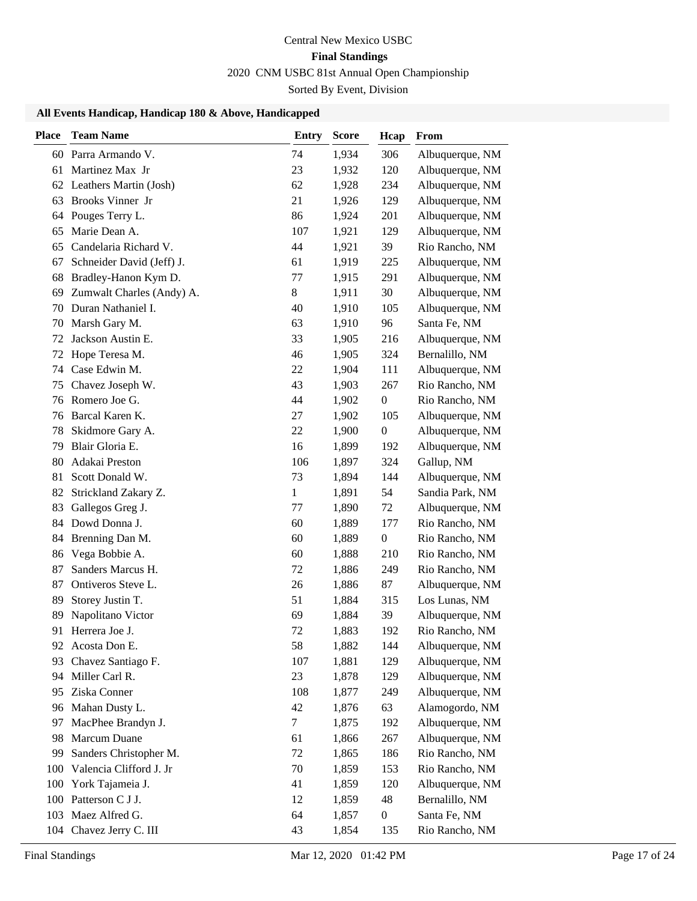Central New Mexico USBC

**Final Standings**

2020 CNM USBC 81st Annual Open Championship

Sorted By Event, Division

### All Events Handicap, Handicap 180 & Above, Handicapped

| Place | Team Name | Entry | Score | Hcap | From |
|---|---|---|---|---|---|
| 60 | Parra Armando V. | 74 | 1,934 | 306 | Albuquerque, NM |
| 61 | Martinez Max Jr | 23 | 1,932 | 120 | Albuquerque, NM |
| 62 | Leathers Martin (Josh) | 62 | 1,928 | 234 | Albuquerque, NM |
| 63 | Brooks Vinner Jr | 21 | 1,926 | 129 | Albuquerque, NM |
| 64 | Pouges Terry L. | 86 | 1,924 | 201 | Albuquerque, NM |
| 65 | Marie Dean A. | 107 | 1,921 | 129 | Albuquerque, NM |
| 65 | Candelaria Richard V. | 44 | 1,921 | 39 | Rio Rancho, NM |
| 67 | Schneider David (Jeff) J. | 61 | 1,919 | 225 | Albuquerque, NM |
| 68 | Bradley-Hanon Kym D. | 77 | 1,915 | 291 | Albuquerque, NM |
| 69 | Zumwalt Charles (Andy) A. | 8 | 1,911 | 30 | Albuquerque, NM |
| 70 | Duran Nathaniel I. | 40 | 1,910 | 105 | Albuquerque, NM |
| 70 | Marsh Gary M. | 63 | 1,910 | 96 | Santa Fe, NM |
| 72 | Jackson Austin E. | 33 | 1,905 | 216 | Albuquerque, NM |
| 72 | Hope Teresa M. | 46 | 1,905 | 324 | Bernalillo, NM |
| 74 | Case Edwin M. | 22 | 1,904 | 111 | Albuquerque, NM |
| 75 | Chavez Joseph W. | 43 | 1,903 | 267 | Rio Rancho, NM |
| 76 | Romero Joe G. | 44 | 1,902 | 0 | Rio Rancho, NM |
| 76 | Barcal Karen K. | 27 | 1,902 | 105 | Albuquerque, NM |
| 78 | Skidmore Gary A. | 22 | 1,900 | 0 | Albuquerque, NM |
| 79 | Blair Gloria E. | 16 | 1,899 | 192 | Albuquerque, NM |
| 80 | Adakai Preston | 106 | 1,897 | 324 | Gallup, NM |
| 81 | Scott Donald W. | 73 | 1,894 | 144 | Albuquerque, NM |
| 82 | Strickland Zakary Z. | 1 | 1,891 | 54 | Sandia Park, NM |
| 83 | Gallegos Greg J. | 77 | 1,890 | 72 | Albuquerque, NM |
| 84 | Dowd Donna J. | 60 | 1,889 | 177 | Rio Rancho, NM |
| 84 | Brenning Dan M. | 60 | 1,889 | 0 | Rio Rancho, NM |
| 86 | Vega Bobbie A. | 60 | 1,888 | 210 | Rio Rancho, NM |
| 87 | Sanders Marcus H. | 72 | 1,886 | 249 | Rio Rancho, NM |
| 87 | Ontiveros Steve L. | 26 | 1,886 | 87 | Albuquerque, NM |
| 89 | Storey Justin T. | 51 | 1,884 | 315 | Los Lunas, NM |
| 89 | Napolitano Victor | 69 | 1,884 | 39 | Albuquerque, NM |
| 91 | Herrera Joe J. | 72 | 1,883 | 192 | Rio Rancho, NM |
| 92 | Acosta Don E. | 58 | 1,882 | 144 | Albuquerque, NM |
| 93 | Chavez Santiago F. | 107 | 1,881 | 129 | Albuquerque, NM |
| 94 | Miller Carl R. | 23 | 1,878 | 129 | Albuquerque, NM |
| 95 | Ziska Conner | 108 | 1,877 | 249 | Albuquerque, NM |
| 96 | Mahan Dusty L. | 42 | 1,876 | 63 | Alamogordo, NM |
| 97 | MacPhee Brandyn J. | 7 | 1,875 | 192 | Albuquerque, NM |
| 98 | Marcum Duane | 61 | 1,866 | 267 | Albuquerque, NM |
| 99 | Sanders Christopher M. | 72 | 1,865 | 186 | Rio Rancho, NM |
| 100 | Valencia Clifford J. Jr | 70 | 1,859 | 153 | Rio Rancho, NM |
| 100 | York Tajameia J. | 41 | 1,859 | 120 | Albuquerque, NM |
| 100 | Patterson C J J. | 12 | 1,859 | 48 | Bernalillo, NM |
| 103 | Maez Alfred G. | 64 | 1,857 | 0 | Santa Fe, NM |
| 104 | Chavez Jerry C. III | 43 | 1,854 | 135 | Rio Rancho, NM |

Final Standings Mar 12, 2020 01:42 PM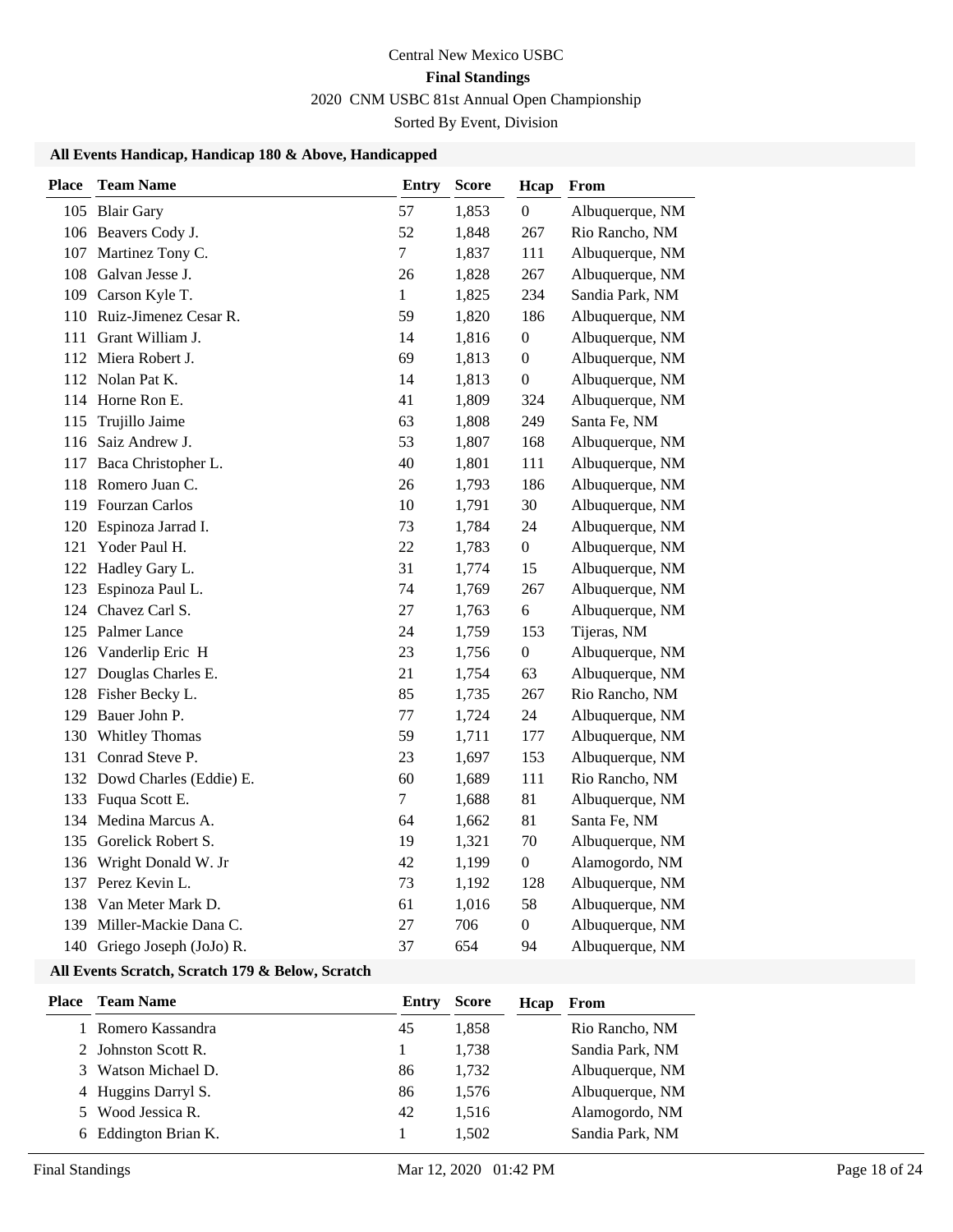Central New Mexico USBC

**Final Standings**

2020 CNM USBC 81st Annual Open Championship

Sorted By Event, Division

### All Events Handicap, Handicap 180 & Above, Handicapped

| Place | Team Name | Entry | Score | Hcap | From |
|---|---|---|---|---|---|
| 105 | Blair Gary | 57 | 1,853 | 0 | Albuquerque, NM |
| 106 | Beavers Cody J. | 52 | 1,848 | 267 | Rio Rancho, NM |
| 107 | Martinez Tony C. | 7 | 1,837 | 111 | Albuquerque, NM |
| 108 | Galvan Jesse J. | 26 | 1,828 | 267 | Albuquerque, NM |
| 109 | Carson Kyle T. | 1 | 1,825 | 234 | Sandia Park, NM |
| 110 | Ruiz-Jimenez Cesar R. | 59 | 1,820 | 186 | Albuquerque, NM |
| 111 | Grant William J. | 14 | 1,816 | 0 | Albuquerque, NM |
| 112 | Miera Robert J. | 69 | 1,813 | 0 | Albuquerque, NM |
| 112 | Nolan Pat K. | 14 | 1,813 | 0 | Albuquerque, NM |
| 114 | Horne Ron E. | 41 | 1,809 | 324 | Albuquerque, NM |
| 115 | Trujillo Jaime | 63 | 1,808 | 249 | Santa Fe, NM |
| 116 | Saiz Andrew J. | 53 | 1,807 | 168 | Albuquerque, NM |
| 117 | Baca Christopher L. | 40 | 1,801 | 111 | Albuquerque, NM |
| 118 | Romero Juan C. | 26 | 1,793 | 186 | Albuquerque, NM |
| 119 | Fourzan Carlos | 10 | 1,791 | 30 | Albuquerque, NM |
| 120 | Espinoza Jarrad I. | 73 | 1,784 | 24 | Albuquerque, NM |
| 121 | Yoder Paul H. | 22 | 1,783 | 0 | Albuquerque, NM |
| 122 | Hadley Gary L. | 31 | 1,774 | 15 | Albuquerque, NM |
| 123 | Espinoza Paul L. | 74 | 1,769 | 267 | Albuquerque, NM |
| 124 | Chavez Carl S. | 27 | 1,763 | 6 | Albuquerque, NM |
| 125 | Palmer Lance | 24 | 1,759 | 153 | Tijeras, NM |
| 126 | Vanderlip Eric H | 23 | 1,756 | 0 | Albuquerque, NM |
| 127 | Douglas Charles E. | 21 | 1,754 | 63 | Albuquerque, NM |
| 128 | Fisher Becky L. | 85 | 1,735 | 267 | Rio Rancho, NM |
| 129 | Bauer John P. | 77 | 1,724 | 24 | Albuquerque, NM |
| 130 | Whitley Thomas | 59 | 1,711 | 177 | Albuquerque, NM |
| 131 | Conrad Steve P. | 23 | 1,697 | 153 | Albuquerque, NM |
| 132 | Dowd Charles (Eddie) E. | 60 | 1,689 | 111 | Rio Rancho, NM |
| 133 | Fuqua Scott E. | 7 | 1,688 | 81 | Albuquerque, NM |
| 134 | Medina Marcus A. | 64 | 1,662 | 81 | Santa Fe, NM |
| 135 | Gorelick Robert S. | 19 | 1,321 | 70 | Albuquerque, NM |
| 136 | Wright Donald W. Jr | 42 | 1,199 | 0 | Alamogordo, NM |
| 137 | Perez Kevin L. | 73 | 1,192 | 128 | Albuquerque, NM |
| 138 | Van Meter Mark D. | 61 | 1,016 | 58 | Albuquerque, NM |
| 139 | Miller-Mackie Dana C. | 27 | 706 | 0 | Albuquerque, NM |
| 140 | Griego Joseph (JoJo) R. | 37 | 654 | 94 | Albuquerque, NM |

### All Events Scratch, Scratch 179 & Below, Scratch

| Place | Team Name | Entry | Score | Hcap | From |
|---|---|---|---|---|---|
| 1 | Romero Kassandra | 45 | 1,858 | | Rio Rancho, NM |
| 2 | Johnston Scott R. | 1 | 1,738 | | Sandia Park, NM |
| 3 | Watson Michael D. | 86 | 1,732 | | Albuquerque, NM |
| 4 | Huggins Darryl S. | 86 | 1,576 | | Albuquerque, NM |
| 5 | Wood Jessica R. | 42 | 1,516 | | Alamogordo, NM |
| 6 | Eddington Brian K. | 1 | 1,502 | | Sandia Park, NM |

Final Standings Mar 12, 2020 01:42 PM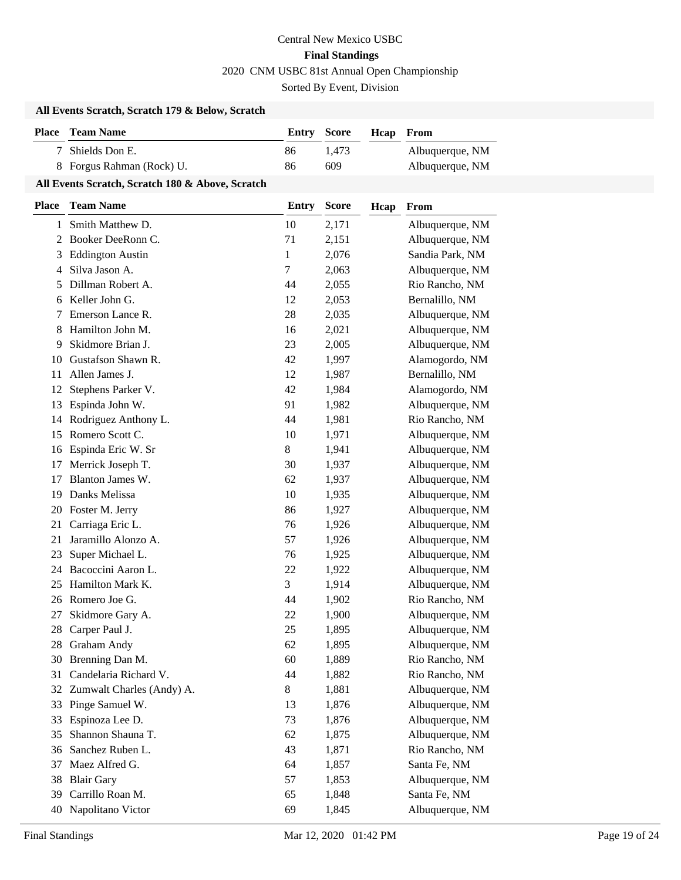Central New Mexico USBC

**Final Standings**

2020 CNM USBC 81st Annual Open Championship

Sorted By Event, Division

### All Events Scratch, Scratch 179 & Below, Scratch

| Place | Team Name | Entry | Score | Hcap | From |
|---|---|---|---|---|---|
| 7 | Shields Don E. | 86 | 1,473 | | Albuquerque, NM |
| 8 | Forgus Rahman (Rock) U. | 86 | 609 | | Albuquerque, NM |

### All Events Scratch, Scratch 180 & Above, Scratch

| Place | Team Name | Entry | Score | Hcap | From |
|---|---|---|---|---|---|
| 1 | Smith Matthew D. | 10 | 2,171 | | Albuquerque, NM |
| 2 | Booker DeeRonn C. | 71 | 2,151 | | Albuquerque, NM |
| 3 | Eddington Austin | 1 | 2,076 | | Sandia Park, NM |
| 4 | Silva Jason A. | 7 | 2,063 | | Albuquerque, NM |
| 5 | Dillman Robert A. | 44 | 2,055 | | Rio Rancho, NM |
| 6 | Keller John G. | 12 | 2,053 | | Bernalillo, NM |
| 7 | Emerson Lance R. | 28 | 2,035 | | Albuquerque, NM |
| 8 | Hamilton John M. | 16 | 2,021 | | Albuquerque, NM |
| 9 | Skidmore Brian J. | 23 | 2,005 | | Albuquerque, NM |
| 10 | Gustafson Shawn R. | 42 | 1,997 | | Alamogordo, NM |
| 11 | Allen James J. | 12 | 1,987 | | Bernalillo, NM |
| 12 | Stephens Parker V. | 42 | 1,984 | | Alamogordo, NM |
| 13 | Espinda John W. | 91 | 1,982 | | Albuquerque, NM |
| 14 | Rodriguez Anthony L. | 44 | 1,981 | | Rio Rancho, NM |
| 15 | Romero Scott C. | 10 | 1,971 | | Albuquerque, NM |
| 16 | Espinda Eric W. Sr | 8 | 1,941 | | Albuquerque, NM |
| 17 | Merrick Joseph T. | 30 | 1,937 | | Albuquerque, NM |
| 17 | Blanton James W. | 62 | 1,937 | | Albuquerque, NM |
| 19 | Danks Melissa | 10 | 1,935 | | Albuquerque, NM |
| 20 | Foster M. Jerry | 86 | 1,927 | | Albuquerque, NM |
| 21 | Carriaga Eric L. | 76 | 1,926 | | Albuquerque, NM |
| 21 | Jaramillo Alonzo A. | 57 | 1,926 | | Albuquerque, NM |
| 23 | Super Michael L. | 76 | 1,925 | | Albuquerque, NM |
| 24 | Bacoccini Aaron L. | 22 | 1,922 | | Albuquerque, NM |
| 25 | Hamilton Mark K. | 3 | 1,914 | | Albuquerque, NM |
| 26 | Romero Joe G. | 44 | 1,902 | | Rio Rancho, NM |
| 27 | Skidmore Gary A. | 22 | 1,900 | | Albuquerque, NM |
| 28 | Carper Paul J. | 25 | 1,895 | | Albuquerque, NM |
| 28 | Graham Andy | 62 | 1,895 | | Albuquerque, NM |
| 30 | Brenning Dan M. | 60 | 1,889 | | Rio Rancho, NM |
| 31 | Candelaria Richard V. | 44 | 1,882 | | Rio Rancho, NM |
| 32 | Zumwalt Charles (Andy) A. | 8 | 1,881 | | Albuquerque, NM |
| 33 | Pinge Samuel W. | 13 | 1,876 | | Albuquerque, NM |
| 33 | Espinoza Lee D. | 73 | 1,876 | | Albuquerque, NM |
| 35 | Shannon Shauna T. | 62 | 1,875 | | Albuquerque, NM |
| 36 | Sanchez Ruben L. | 43 | 1,871 | | Rio Rancho, NM |
| 37 | Maez Alfred G. | 64 | 1,857 | | Santa Fe, NM |
| 38 | Blair Gary | 57 | 1,853 | | Albuquerque, NM |
| 39 | Carrillo Roan M. | 65 | 1,848 | | Santa Fe, NM |
| 40 | Napolitano Victor | 69 | 1,845 | | Albuquerque, NM |

Final Standings Mar 12, 2020 01:42 PM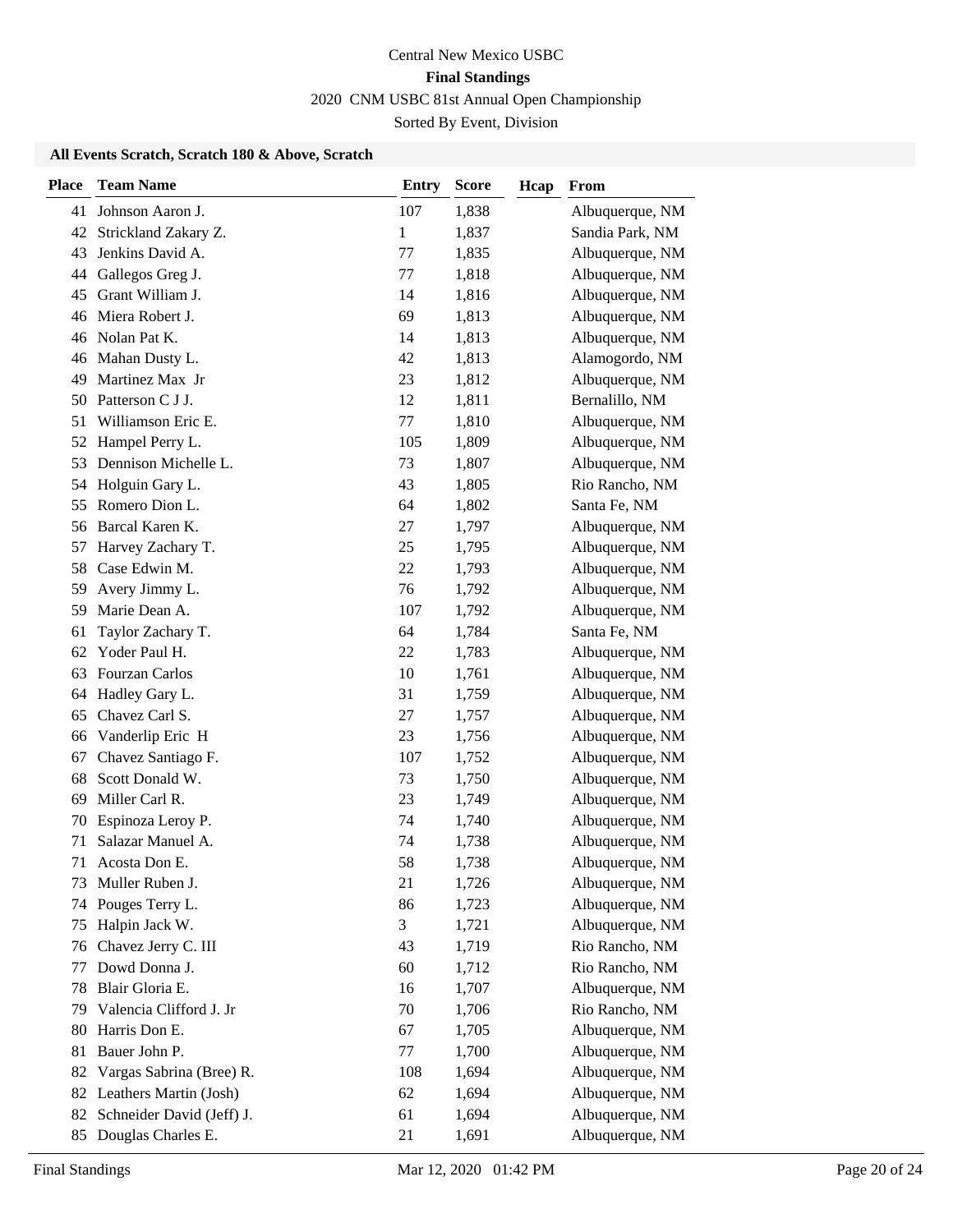Central New Mexico USBC

**Final Standings**

2020 CNM USBC 81st Annual Open Championship

Sorted By Event, Division

### All Events Scratch, Scratch 180 & Above, Scratch

| Place | Team Name | Entry | Score | Hcap | From |
|---|---|---|---|---|---|
| 41 | Johnson Aaron J. | 107 | 1,838 | | Albuquerque, NM |
| 42 | Strickland Zakary Z. | 1 | 1,837 | | Sandia Park, NM |
| 43 | Jenkins David A. | 77 | 1,835 | | Albuquerque, NM |
| 44 | Gallegos Greg J. | 77 | 1,818 | | Albuquerque, NM |
| 45 | Grant William J. | 14 | 1,816 | | Albuquerque, NM |
| 46 | Miera Robert J. | 69 | 1,813 | | Albuquerque, NM |
| 46 | Nolan Pat K. | 14 | 1,813 | | Albuquerque, NM |
| 46 | Mahan Dusty L. | 42 | 1,813 | | Alamogordo, NM |
| 49 | Martinez Max Jr | 23 | 1,812 | | Albuquerque, NM |
| 50 | Patterson C J J. | 12 | 1,811 | | Bernalillo, NM |
| 51 | Williamson Eric E. | 77 | 1,810 | | Albuquerque, NM |
| 52 | Hampel Perry L. | 105 | 1,809 | | Albuquerque, NM |
| 53 | Dennison Michelle L. | 73 | 1,807 | | Albuquerque, NM |
| 54 | Holguin Gary L. | 43 | 1,805 | | Rio Rancho, NM |
| 55 | Romero Dion L. | 64 | 1,802 | | Santa Fe, NM |
| 56 | Barcal Karen K. | 27 | 1,797 | | Albuquerque, NM |
| 57 | Harvey Zachary T. | 25 | 1,795 | | Albuquerque, NM |
| 58 | Case Edwin M. | 22 | 1,793 | | Albuquerque, NM |
| 59 | Avery Jimmy L. | 76 | 1,792 | | Albuquerque, NM |
| 59 | Marie Dean A. | 107 | 1,792 | | Albuquerque, NM |
| 61 | Taylor Zachary T. | 64 | 1,784 | | Santa Fe, NM |
| 62 | Yoder Paul H. | 22 | 1,783 | | Albuquerque, NM |
| 63 | Fourzan Carlos | 10 | 1,761 | | Albuquerque, NM |
| 64 | Hadley Gary L. | 31 | 1,759 | | Albuquerque, NM |
| 65 | Chavez Carl S. | 27 | 1,757 | | Albuquerque, NM |
| 66 | Vanderlip Eric H | 23 | 1,756 | | Albuquerque, NM |
| 67 | Chavez Santiago F. | 107 | 1,752 | | Albuquerque, NM |
| 68 | Scott Donald W. | 73 | 1,750 | | Albuquerque, NM |
| 69 | Miller Carl R. | 23 | 1,749 | | Albuquerque, NM |
| 70 | Espinoza Leroy P. | 74 | 1,740 | | Albuquerque, NM |
| 71 | Salazar Manuel A. | 74 | 1,738 | | Albuquerque, NM |
| 71 | Acosta Don E. | 58 | 1,738 | | Albuquerque, NM |
| 73 | Muller Ruben J. | 21 | 1,726 | | Albuquerque, NM |
| 74 | Pouges Terry L. | 86 | 1,723 | | Albuquerque, NM |
| 75 | Halpin Jack W. | 3 | 1,721 | | Albuquerque, NM |
| 76 | Chavez Jerry C. III | 43 | 1,719 | | Rio Rancho, NM |
| 77 | Dowd Donna J. | 60 | 1,712 | | Rio Rancho, NM |
| 78 | Blair Gloria E. | 16 | 1,707 | | Albuquerque, NM |
| 79 | Valencia Clifford J. Jr | 70 | 1,706 | | Rio Rancho, NM |
| 80 | Harris Don E. | 67 | 1,705 | | Albuquerque, NM |
| 81 | Bauer John P. | 77 | 1,700 | | Albuquerque, NM |
| 82 | Vargas Sabrina (Bree) R. | 108 | 1,694 | | Albuquerque, NM |
| 82 | Leathers Martin (Josh) | 62 | 1,694 | | Albuquerque, NM |
| 82 | Schneider David (Jeff) J. | 61 | 1,694 | | Albuquerque, NM |
| 85 | Douglas Charles E. | 21 | 1,691 | | Albuquerque, NM |

Final Standings Mar 12, 2020 01:42 PM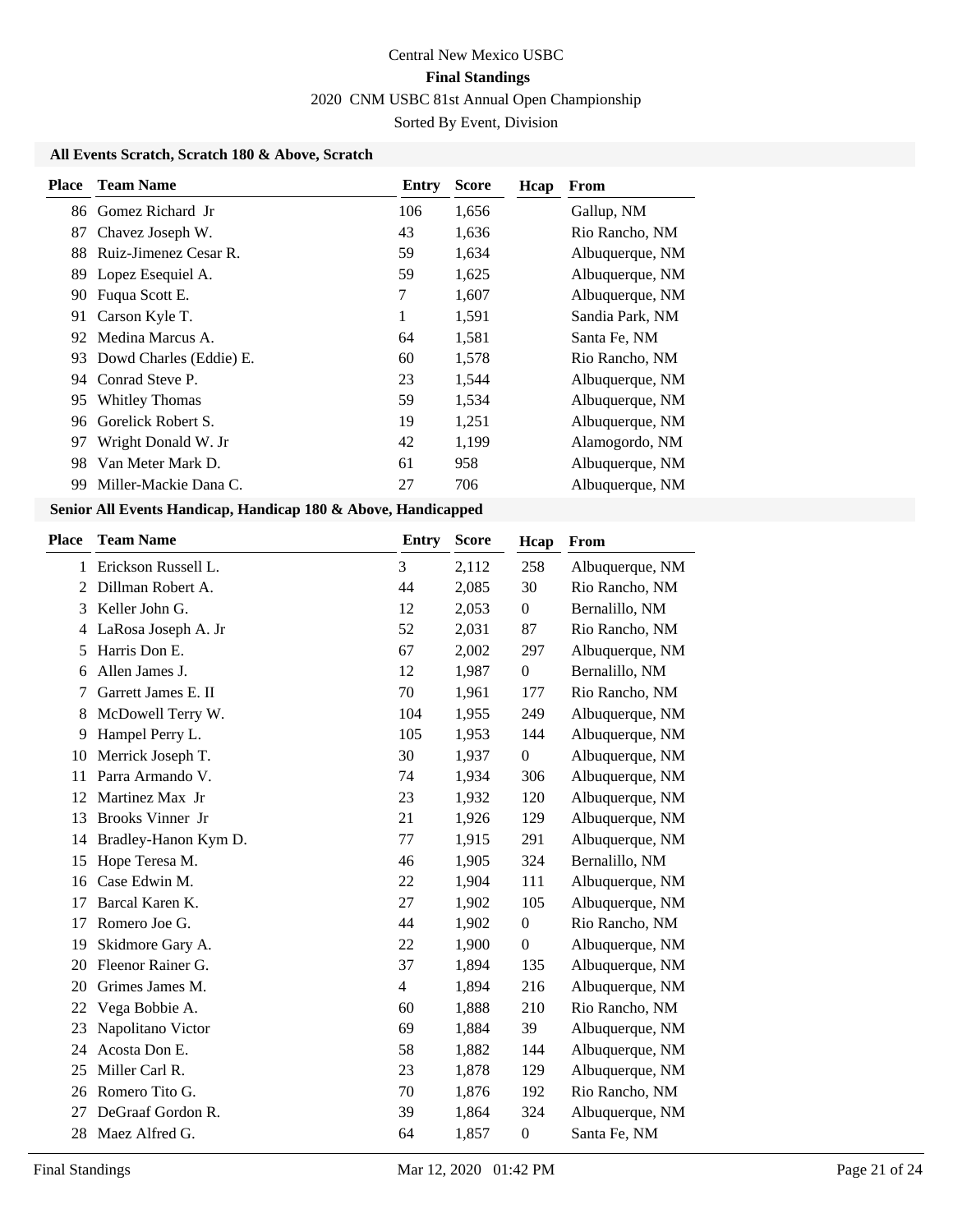Central New Mexico USBC

**Final Standings**

2020 CNM USBC 81st Annual Open Championship

Sorted By Event, Division

### All Events Scratch, Scratch 180 & Above, Scratch

| Place | Team Name | Entry | Score | Hcap | From |
|---|---|---|---|---|---|
| 86 | Gomez Richard Jr | 106 | 1,656 | | Gallup, NM |
| 87 | Chavez Joseph W. | 43 | 1,636 | | Rio Rancho, NM |
| 88 | Ruiz-Jimenez Cesar R. | 59 | 1,634 | | Albuquerque, NM |
| 89 | Lopez Esequiel A. | 59 | 1,625 | | Albuquerque, NM |
| 90 | Fuqua Scott E. | 7 | 1,607 | | Albuquerque, NM |
| 91 | Carson Kyle T. | 1 | 1,591 | | Sandia Park, NM |
| 92 | Medina Marcus A. | 64 | 1,581 | | Santa Fe, NM |
| 93 | Dowd Charles (Eddie) E. | 60 | 1,578 | | Rio Rancho, NM |
| 94 | Conrad Steve P. | 23 | 1,544 | | Albuquerque, NM |
| 95 | Whitley Thomas | 59 | 1,534 | | Albuquerque, NM |
| 96 | Gorelick Robert S. | 19 | 1,251 | | Albuquerque, NM |
| 97 | Wright Donald W. Jr | 42 | 1,199 | | Alamogordo, NM |
| 98 | Van Meter Mark D. | 61 | 958 | | Albuquerque, NM |
| 99 | Miller-Mackie Dana C. | 27 | 706 | | Albuquerque, NM |

### Senior All Events Handicap, Handicap 180 & Above, Handicapped

| Place | Team Name | Entry | Score | Hcap | From |
|---|---|---|---|---|---|
| 1 | Erickson Russell L. | 3 | 2,112 | 258 | Albuquerque, NM |
| 2 | Dillman Robert A. | 44 | 2,085 | 30 | Rio Rancho, NM |
| 3 | Keller John G. | 12 | 2,053 | 0 | Bernalillo, NM |
| 4 | LaRosa Joseph A. Jr | 52 | 2,031 | 87 | Rio Rancho, NM |
| 5 | Harris Don E. | 67 | 2,002 | 297 | Albuquerque, NM |
| 6 | Allen James J. | 12 | 1,987 | 0 | Bernalillo, NM |
| 7 | Garrett James E. II | 70 | 1,961 | 177 | Rio Rancho, NM |
| 8 | McDowell Terry W. | 104 | 1,955 | 249 | Albuquerque, NM |
| 9 | Hampel Perry L. | 105 | 1,953 | 144 | Albuquerque, NM |
| 10 | Merrick Joseph T. | 30 | 1,937 | 0 | Albuquerque, NM |
| 11 | Parra Armando V. | 74 | 1,934 | 306 | Albuquerque, NM |
| 12 | Martinez Max Jr | 23 | 1,932 | 120 | Albuquerque, NM |
| 13 | Brooks Vinner Jr | 21 | 1,926 | 129 | Albuquerque, NM |
| 14 | Bradley-Hanon Kym D. | 77 | 1,915 | 291 | Albuquerque, NM |
| 15 | Hope Teresa M. | 46 | 1,905 | 324 | Bernalillo, NM |
| 16 | Case Edwin M. | 22 | 1,904 | 111 | Albuquerque, NM |
| 17 | Barcal Karen K. | 27 | 1,902 | 105 | Albuquerque, NM |
| 17 | Romero Joe G. | 44 | 1,902 | 0 | Rio Rancho, NM |
| 19 | Skidmore Gary A. | 22 | 1,900 | 0 | Albuquerque, NM |
| 20 | Fleenor Rainer G. | 37 | 1,894 | 135 | Albuquerque, NM |
| 20 | Grimes James M. | 4 | 1,894 | 216 | Albuquerque, NM |
| 22 | Vega Bobbie A. | 60 | 1,888 | 210 | Rio Rancho, NM |
| 23 | Napolitano Victor | 69 | 1,884 | 39 | Albuquerque, NM |
| 24 | Acosta Don E. | 58 | 1,882 | 144 | Albuquerque, NM |
| 25 | Miller Carl R. | 23 | 1,878 | 129 | Albuquerque, NM |
| 26 | Romero Tito G. | 70 | 1,876 | 192 | Rio Rancho, NM |
| 27 | DeGraaf Gordon R. | 39 | 1,864 | 324 | Albuquerque, NM |
| 28 | Maez Alfred G. | 64 | 1,857 | 0 | Santa Fe, NM |

Final Standings Mar 12, 2020 01:42 PM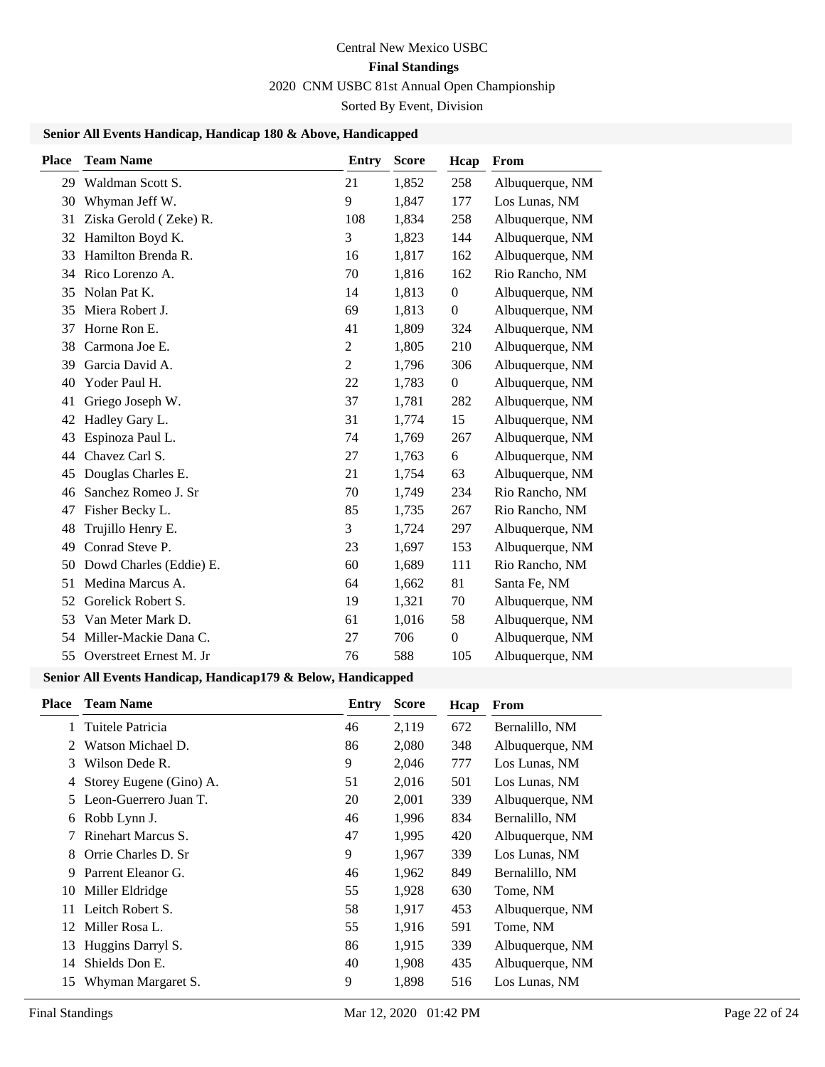Central New Mexico USBC

**Final Standings**

2020 CNM USBC 81st Annual Open Championship

Sorted By Event, Division

### Senior All Events Handicap, Handicap 180 & Above, Handicapped

| Place | Team Name | Entry | Score | Hcap | From |
|---|---|---|---|---|---|
| 29 | Waldman Scott S. | 21 | 1,852 | 258 | Albuquerque, NM |
| 30 | Whyman Jeff W. | 9 | 1,847 | 177 | Los Lunas, NM |
| 31 | Ziska Gerold ( Zeke) R. | 108 | 1,834 | 258 | Albuquerque, NM |
| 32 | Hamilton Boyd K. | 3 | 1,823 | 144 | Albuquerque, NM |
| 33 | Hamilton Brenda R. | 16 | 1,817 | 162 | Albuquerque, NM |
| 34 | Rico Lorenzo A. | 70 | 1,816 | 162 | Rio Rancho, NM |
| 35 | Nolan Pat K. | 14 | 1,813 | 0 | Albuquerque, NM |
| 35 | Miera Robert J. | 69 | 1,813 | 0 | Albuquerque, NM |
| 37 | Horne Ron E. | 41 | 1,809 | 324 | Albuquerque, NM |
| 38 | Carmona Joe E. | 2 | 1,805 | 210 | Albuquerque, NM |
| 39 | Garcia David A. | 2 | 1,796 | 306 | Albuquerque, NM |
| 40 | Yoder Paul H. | 22 | 1,783 | 0 | Albuquerque, NM |
| 41 | Griego Joseph W. | 37 | 1,781 | 282 | Albuquerque, NM |
| 42 | Hadley Gary L. | 31 | 1,774 | 15 | Albuquerque, NM |
| 43 | Espinoza Paul L. | 74 | 1,769 | 267 | Albuquerque, NM |
| 44 | Chavez Carl S. | 27 | 1,763 | 6 | Albuquerque, NM |
| 45 | Douglas Charles E. | 21 | 1,754 | 63 | Albuquerque, NM |
| 46 | Sanchez Romeo J. Sr | 70 | 1,749 | 234 | Rio Rancho, NM |
| 47 | Fisher Becky L. | 85 | 1,735 | 267 | Rio Rancho, NM |
| 48 | Trujillo Henry E. | 3 | 1,724 | 297 | Albuquerque, NM |
| 49 | Conrad Steve P. | 23 | 1,697 | 153 | Albuquerque, NM |
| 50 | Dowd Charles (Eddie) E. | 60 | 1,689 | 111 | Rio Rancho, NM |
| 51 | Medina Marcus A. | 64 | 1,662 | 81 | Santa Fe, NM |
| 52 | Gorelick Robert S. | 19 | 1,321 | 70 | Albuquerque, NM |
| 53 | Van Meter Mark D. | 61 | 1,016 | 58 | Albuquerque, NM |
| 54 | Miller-Mackie Dana C. | 27 | 706 | 0 | Albuquerque, NM |
| 55 | Overstreet Ernest M. Jr | 76 | 588 | 105 | Albuquerque, NM |

### Senior All Events Handicap, Handicap179 & Below, Handicapped

| Place | Team Name | Entry | Score | Hcap | From |
|---|---|---|---|---|---|
| 1 | Tuitele Patricia | 46 | 2,119 | 672 | Bernalillo, NM |
| 2 | Watson Michael D. | 86 | 2,080 | 348 | Albuquerque, NM |
| 3 | Wilson Dede R. | 9 | 2,046 | 777 | Los Lunas, NM |
| 4 | Storey Eugene (Gino) A. | 51 | 2,016 | 501 | Los Lunas, NM |
| 5 | Leon-Guerrero Juan T. | 20 | 2,001 | 339 | Albuquerque, NM |
| 6 | Robb Lynn J. | 46 | 1,996 | 834 | Bernalillo, NM |
| 7 | Rinehart Marcus S. | 47 | 1,995 | 420 | Albuquerque, NM |
| 8 | Orrie Charles D. Sr | 9 | 1,967 | 339 | Los Lunas, NM |
| 9 | Parrent Eleanor G. | 46 | 1,962 | 849 | Bernalillo, NM |
| 10 | Miller Eldridge | 55 | 1,928 | 630 | Tome, NM |
| 11 | Leitch Robert S. | 58 | 1,917 | 453 | Albuquerque, NM |
| 12 | Miller Rosa L. | 55 | 1,916 | 591 | Tome, NM |
| 13 | Huggins Darryl S. | 86 | 1,915 | 339 | Albuquerque, NM |
| 14 | Shields Don E. | 40 | 1,908 | 435 | Albuquerque, NM |
| 15 | Whyman Margaret S. | 9 | 1,898 | 516 | Los Lunas, NM |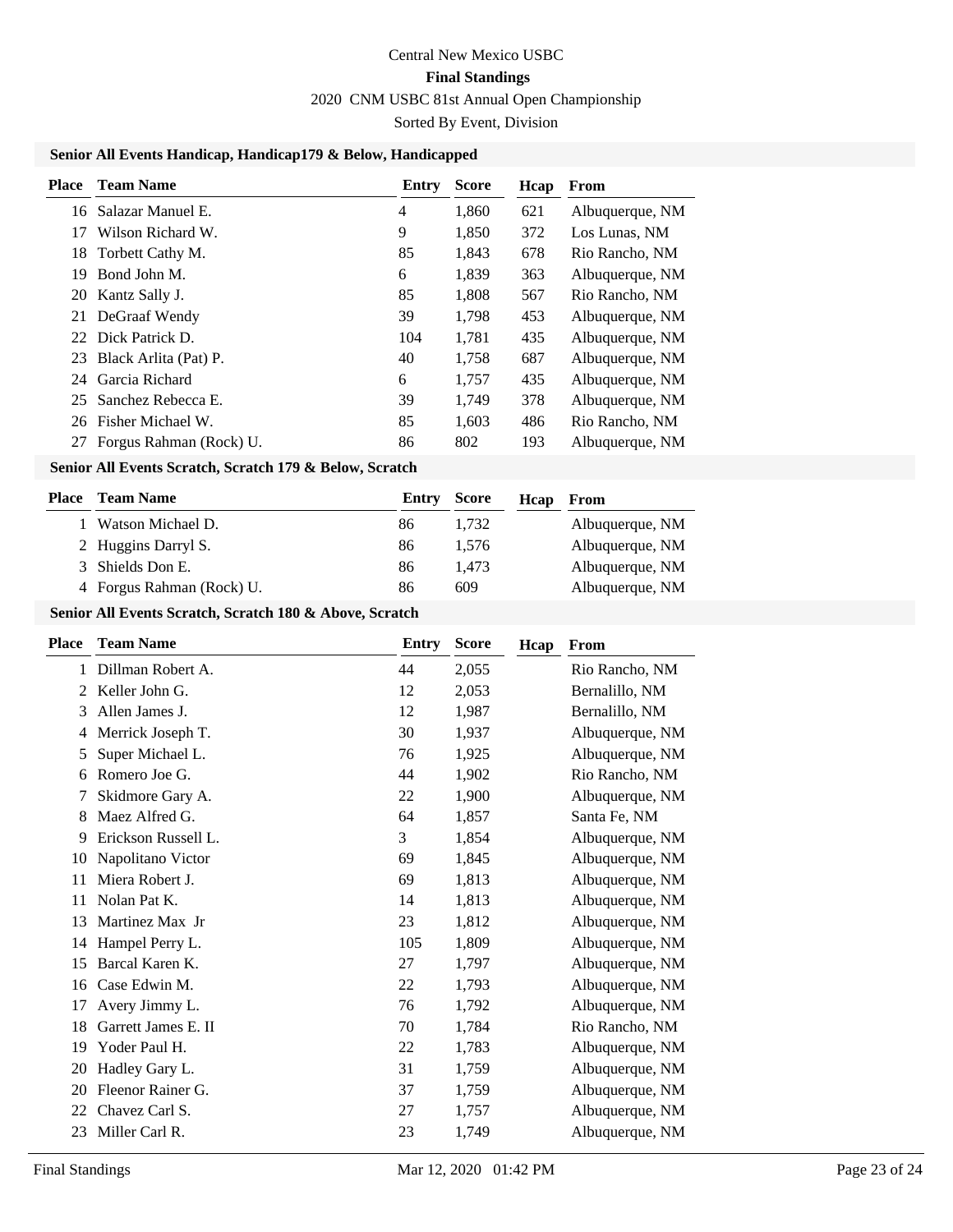Central New Mexico USBC

**Final Standings**

2020 CNM USBC 81st Annual Open Championship

Sorted By Event, Division

### Senior All Events Handicap, Handicap179 & Below, Handicapped

| Place | Team Name | Entry | Score | Hcap | From |
|---|---|---|---|---|---|
| 16 | Salazar Manuel E. | 4 | 1,860 | 621 | Albuquerque, NM |
| 17 | Wilson Richard W. | 9 | 1,850 | 372 | Los Lunas, NM |
| 18 | Torbett Cathy M. | 85 | 1,843 | 678 | Rio Rancho, NM |
| 19 | Bond John M. | 6 | 1,839 | 363 | Albuquerque, NM |
| 20 | Kantz Sally J. | 85 | 1,808 | 567 | Rio Rancho, NM |
| 21 | DeGraaf Wendy | 39 | 1,798 | 453 | Albuquerque, NM |
| 22 | Dick Patrick D. | 104 | 1,781 | 435 | Albuquerque, NM |
| 23 | Black Arlita (Pat) P. | 40 | 1,758 | 687 | Albuquerque, NM |
| 24 | Garcia Richard | 6 | 1,757 | 435 | Albuquerque, NM |
| 25 | Sanchez Rebecca E. | 39 | 1,749 | 378 | Albuquerque, NM |
| 26 | Fisher Michael W. | 85 | 1,603 | 486 | Rio Rancho, NM |
| 27 | Forgus Rahman (Rock) U. | 86 | 802 | 193 | Albuquerque, NM |

### Senior All Events Scratch, Scratch 179 & Below, Scratch

| Place | Team Name | Entry | Score | Hcap | From |
|---|---|---|---|---|---|
| 1 | Watson Michael D. | 86 | 1,732 | | Albuquerque, NM |
| 2 | Huggins Darryl S. | 86 | 1,576 | | Albuquerque, NM |
| 3 | Shields Don E. | 86 | 1,473 | | Albuquerque, NM |
| 4 | Forgus Rahman (Rock) U. | 86 | 609 | | Albuquerque, NM |

### Senior All Events Scratch, Scratch 180 & Above, Scratch

| Place | Team Name | Entry | Score | Hcap | From |
|---|---|---|---|---|---|
| 1 | Dillman Robert A. | 44 | 2,055 | | Rio Rancho, NM |
| 2 | Keller John G. | 12 | 2,053 | | Bernalillo, NM |
| 3 | Allen James J. | 12 | 1,987 | | Bernalillo, NM |
| 4 | Merrick Joseph T. | 30 | 1,937 | | Albuquerque, NM |
| 5 | Super Michael L. | 76 | 1,925 | | Albuquerque, NM |
| 6 | Romero Joe G. | 44 | 1,902 | | Rio Rancho, NM |
| 7 | Skidmore Gary A. | 22 | 1,900 | | Albuquerque, NM |
| 8 | Maez Alfred G. | 64 | 1,857 | | Santa Fe, NM |
| 9 | Erickson Russell L. | 3 | 1,854 | | Albuquerque, NM |
| 10 | Napolitano Victor | 69 | 1,845 | | Albuquerque, NM |
| 11 | Miera Robert J. | 69 | 1,813 | | Albuquerque, NM |
| 11 | Nolan Pat K. | 14 | 1,813 | | Albuquerque, NM |
| 13 | Martinez Max Jr | 23 | 1,812 | | Albuquerque, NM |
| 14 | Hampel Perry L. | 105 | 1,809 | | Albuquerque, NM |
| 15 | Barcal Karen K. | 27 | 1,797 | | Albuquerque, NM |
| 16 | Case Edwin M. | 22 | 1,793 | | Albuquerque, NM |
| 17 | Avery Jimmy L. | 76 | 1,792 | | Albuquerque, NM |
| 18 | Garrett James E. II | 70 | 1,784 | | Rio Rancho, NM |
| 19 | Yoder Paul H. | 22 | 1,783 | | Albuquerque, NM |
| 20 | Hadley Gary L. | 31 | 1,759 | | Albuquerque, NM |
| 20 | Fleenor Rainer G. | 37 | 1,759 | | Albuquerque, NM |
| 22 | Chavez Carl S. | 27 | 1,757 | | Albuquerque, NM |
| 23 | Miller Carl R. | 23 | 1,749 | | Albuquerque, NM |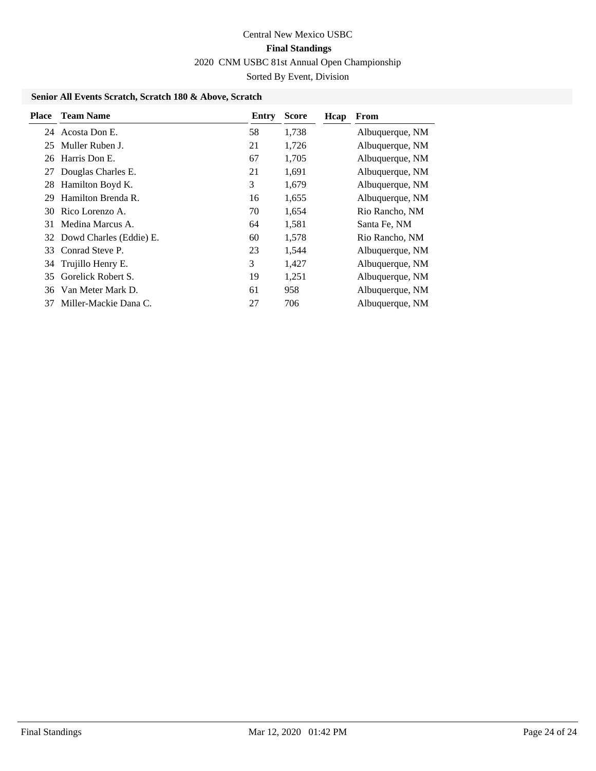Central New Mexico USBC

**Final Standings**

2020 CNM USBC 81st Annual Open Championship

Sorted By Event, Division

### Senior All Events Scratch, Scratch 180 & Above, Scratch

| Place | Team Name | Entry | Score | Hcap | From |
|---|---|---|---|---|---|
| 24 | Acosta Don E. | 58 | 1,738 | | Albuquerque, NM |
| 25 | Muller Ruben J. | 21 | 1,726 | | Albuquerque, NM |
| 26 | Harris Don E. | 67 | 1,705 | | Albuquerque, NM |
| 27 | Douglas Charles E. | 21 | 1,691 | | Albuquerque, NM |
| 28 | Hamilton Boyd K. | 3 | 1,679 | | Albuquerque, NM |
| 29 | Hamilton Brenda R. | 16 | 1,655 | | Albuquerque, NM |
| 30 | Rico Lorenzo A. | 70 | 1,654 | | Rio Rancho, NM |
| 31 | Medina Marcus A. | 64 | 1,581 | | Santa Fe, NM |
| 32 | Dowd Charles (Eddie) E. | 60 | 1,578 | | Rio Rancho, NM |
| 33 | Conrad Steve P. | 23 | 1,544 | | Albuquerque, NM |
| 34 | Trujillo Henry E. | 3 | 1,427 | | Albuquerque, NM |
| 35 | Gorelick Robert S. | 19 | 1,251 | | Albuquerque, NM |
| 36 | Van Meter Mark D. | 61 | 958 | | Albuquerque, NM |
| 37 | Miller-Mackie Dana C. | 27 | 706 | | Albuquerque, NM |